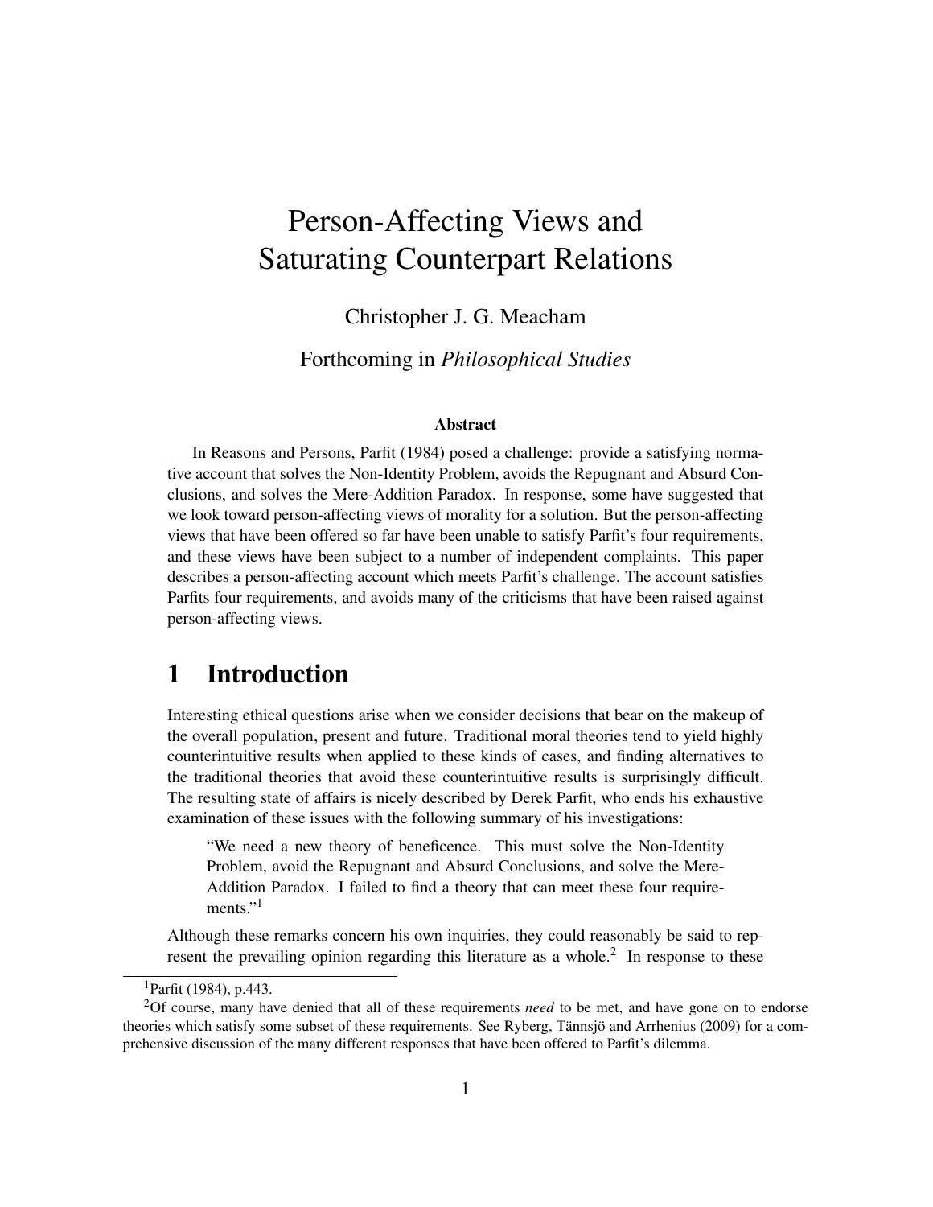# Person-Affecting Views and Saturating Counterpart Relations

Christopher J. G. Meacham

Forthcoming in *Philosophical Studies*

### Abstract

In Reasons and Persons, Parfit (1984) posed a challenge: provide a satisfying normative account that solves the Non-Identity Problem, avoids the Repugnant and Absurd Conclusions, and solves the Mere-Addition Paradox. In response, some have suggested that we look toward person-affecting views of morality for a solution. But the person-affecting views that have been offered so far have been unable to satisfy Parfit's four requirements, and these views have been subject to a number of independent complaints. This paper describes a person-affecting account which meets Parfit's challenge. The account satisfies Parfits four requirements, and avoids many of the criticisms that have been raised against person-affecting views.

## 1 Introduction

Interesting ethical questions arise when we consider decisions that bear on the makeup of the overall population, present and future. Traditional moral theories tend to yield highly counterintuitive results when applied to these kinds of cases, and finding alternatives to the traditional theories that avoid these counterintuitive results is surprisingly difficult. The resulting state of affairs is nicely described by Derek Parfit, who ends his exhaustive examination of these issues with the following summary of his investigations:

> "We need a new theory of beneficence. This must solve the Non-Identity Problem, avoid the Repugnant and Absurd Conclusions, and solve the Mere-Addition Paradox. I failed to find a theory that can meet these four requirements."[1]

Although these remarks concern his own inquiries, they could reasonably be said to represent the prevailing opinion regarding this literature as a whole.[2] In response to these

---

[1] Parfit (1984), p.443.

[2] Of course, many have denied that all of these requirements *need* to be met, and have gone on to endorse theories which satisfy some subset of these requirements. See Ryberg, Tännsjö and Arrhenius (2009) for a comprehensive discussion of the many different responses that have been offered to Parfit's dilemma.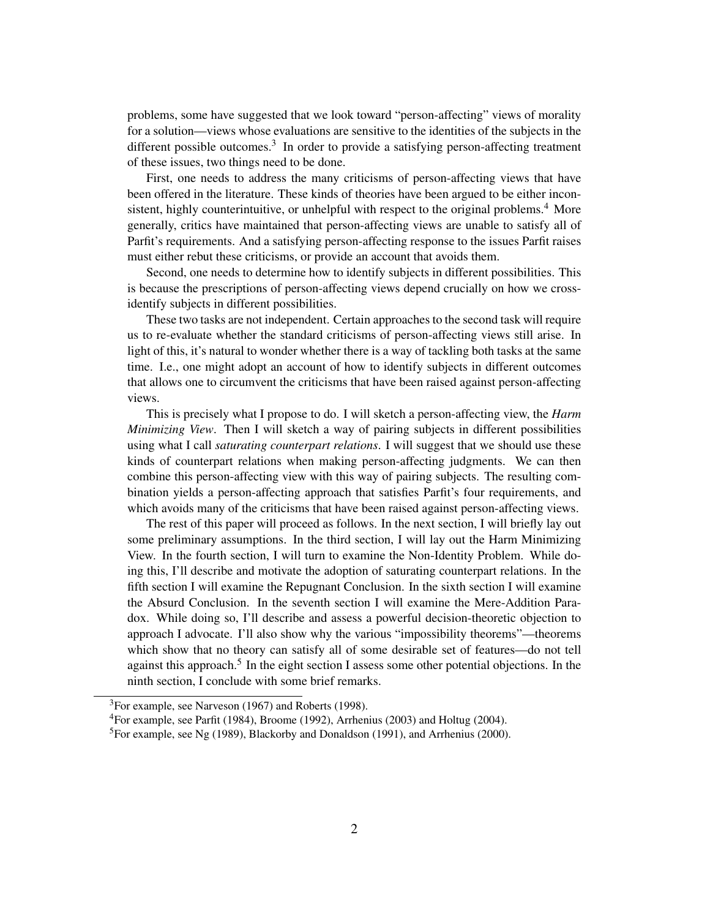problems, some have suggested that we look toward "person-affecting" views of morality for a solution—views whose evaluations are sensitive to the identities of the subjects in the different possible outcomes.[3] In order to provide a satisfying person-affecting treatment of these issues, two things need to be done.

First, one needs to address the many criticisms of person-affecting views that have been offered in the literature. These kinds of theories have been argued to be either inconsistent, highly counterintuitive, or unhelpful with respect to the original problems.[4] More generally, critics have maintained that person-affecting views are unable to satisfy all of Parfit's requirements. And a satisfying person-affecting response to the issues Parfit raises must either rebut these criticisms, or provide an account that avoids them.

Second, one needs to determine how to identify subjects in different possibilities. This is because the prescriptions of person-affecting views depend crucially on how we cross-identify subjects in different possibilities.

These two tasks are not independent. Certain approaches to the second task will require us to re-evaluate whether the standard criticisms of person-affecting views still arise. In light of this, it's natural to wonder whether there is a way of tackling both tasks at the same time. I.e., one might adopt an account of how to identify subjects in different outcomes that allows one to circumvent the criticisms that have been raised against person-affecting views.

This is precisely what I propose to do. I will sketch a person-affecting view, the *Harm Minimizing View*. Then I will sketch a way of pairing subjects in different possibilities using what I call *saturating counterpart relations*. I will suggest that we should use these kinds of counterpart relations when making person-affecting judgments. We can then combine this person-affecting view with this way of pairing subjects. The resulting combination yields a person-affecting approach that satisfies Parfit's four requirements, and which avoids many of the criticisms that have been raised against person-affecting views.

The rest of this paper will proceed as follows. In the next section, I will briefly lay out some preliminary assumptions. In the third section, I will lay out the Harm Minimizing View. In the fourth section, I will turn to examine the Non-Identity Problem. While doing this, I'll describe and motivate the adoption of saturating counterpart relations. In the fifth section I will examine the Repugnant Conclusion. In the sixth section I will examine the Absurd Conclusion. In the seventh section I will examine the Mere-Addition Paradox. While doing so, I'll describe and assess a powerful decision-theoretic objection to approach I advocate. I'll also show why the various "impossibility theorems"—theorems which show that no theory can satisfy all of some desirable set of features—do not tell against this approach.[5] In the eight section I assess some other potential objections. In the ninth section, I conclude with some brief remarks.

[3] For example, see Narveson (1967) and Roberts (1998).

[4] For example, see Parfit (1984), Broome (1992), Arrhenius (2003) and Holtug (2004).

[5] For example, see Ng (1989), Blackorby and Donaldson (1991), and Arrhenius (2000).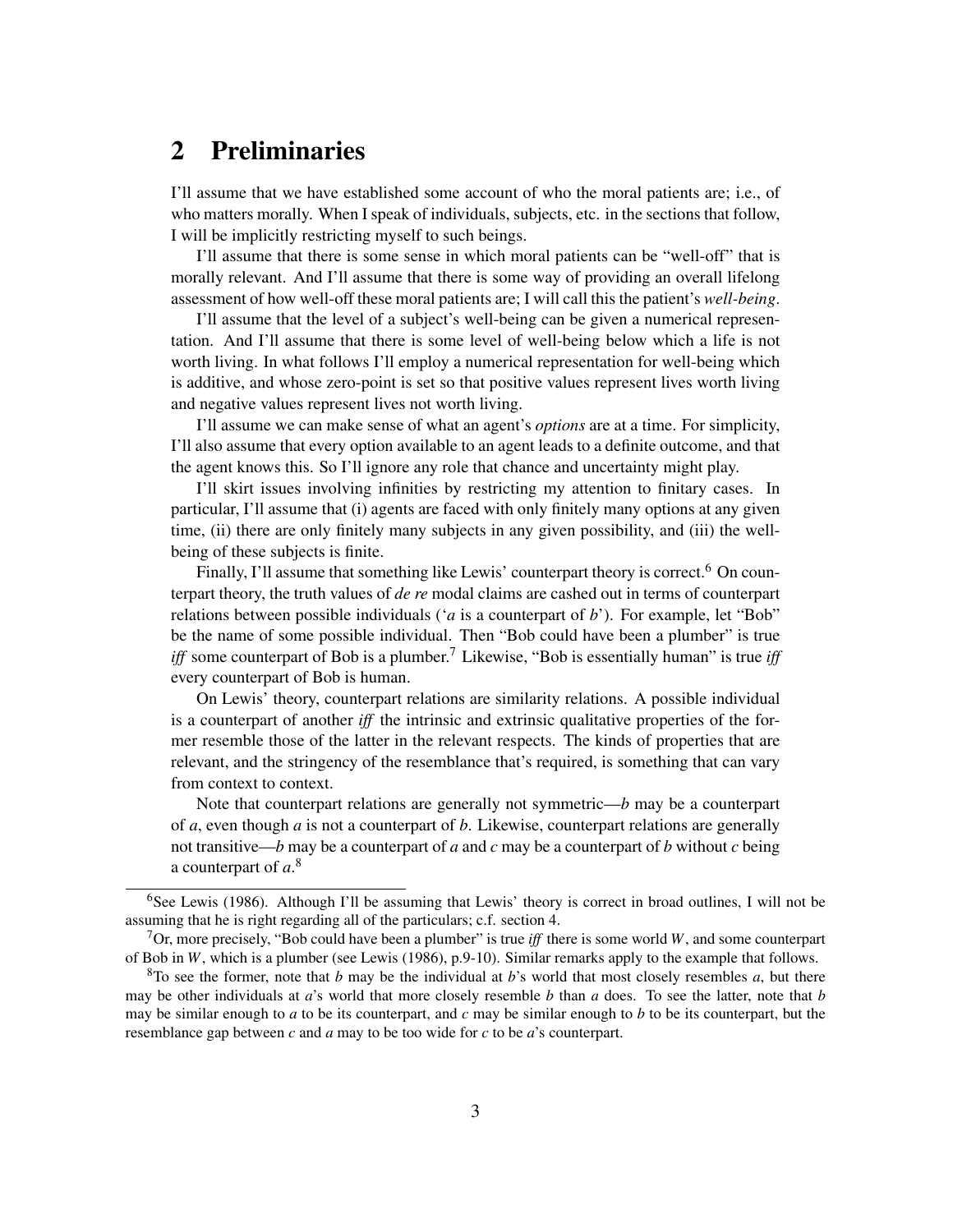## 2 Preliminaries

I'll assume that we have established some account of who the moral patients are; i.e., of who matters morally. When I speak of individuals, subjects, etc. in the sections that follow, I will be implicitly restricting myself to such beings.

I'll assume that there is some sense in which moral patients can be "well-off" that is morally relevant. And I'll assume that there is some way of providing an overall lifelong assessment of how well-off these moral patients are; I will call this the patient's *well-being*.

I'll assume that the level of a subject's well-being can be given a numerical representation. And I'll assume that there is some level of well-being below which a life is not worth living. In what follows I'll employ a numerical representation for well-being which is additive, and whose zero-point is set so that positive values represent lives worth living and negative values represent lives not worth living.

I'll assume we can make sense of what an agent's *options* are at a time. For simplicity, I'll also assume that every option available to an agent leads to a definite outcome, and that the agent knows this. So I'll ignore any role that chance and uncertainty might play.

I'll skirt issues involving infinities by restricting my attention to finitary cases. In particular, I'll assume that (i) agents are faced with only finitely many options at any given time, (ii) there are only finitely many subjects in any given possibility, and (iii) the well-being of these subjects is finite.

Finally, I'll assume that something like Lewis' counterpart theory is correct.[6] On counterpart theory, the truth values of *de re* modal claims are cashed out in terms of counterpart relations between possible individuals ('$a$ is a counterpart of $b$'). For example, let "Bob" be the name of some possible individual. Then "Bob could have been a plumber" is true *iff* some counterpart of Bob is a plumber.[7] Likewise, "Bob is essentially human" is true *iff* every counterpart of Bob is human.

On Lewis' theory, counterpart relations are similarity relations. A possible individual is a counterpart of another *iff* the intrinsic and extrinsic qualitative properties of the former resemble those of the latter in the relevant respects. The kinds of properties that are relevant, and the stringency of the resemblance that's required, is something that can vary from context to context.

Note that counterpart relations are generally not symmetric—$b$ may be a counterpart of $a$, even though $a$ is not a counterpart of $b$. Likewise, counterpart relations are generally not transitive—$b$ may be a counterpart of $a$ and $c$ may be a counterpart of $b$ without $c$ being a counterpart of $a$.[8]

---

[6] See Lewis (1986). Although I'll be assuming that Lewis' theory is correct in broad outlines, I will not be assuming that he is right regarding all of the particulars; c.f. section 4.

[7] Or, more precisely, "Bob could have been a plumber" is true *iff* there is some world $W$, and some counterpart of Bob in $W$, which is a plumber (see Lewis (1986), p.9-10). Similar remarks apply to the example that follows.

[8] To see the former, note that $b$ may be the individual at $b$'s world that most closely resembles $a$, but there may be other individuals at $a$'s world that more closely resemble $b$ than $a$ does. To see the latter, note that $b$ may be similar enough to $a$ to be its counterpart, and $c$ may be similar enough to $b$ to be its counterpart, but the resemblance gap between $c$ and $a$ may to be too wide for $c$ to be $a$'s counterpart.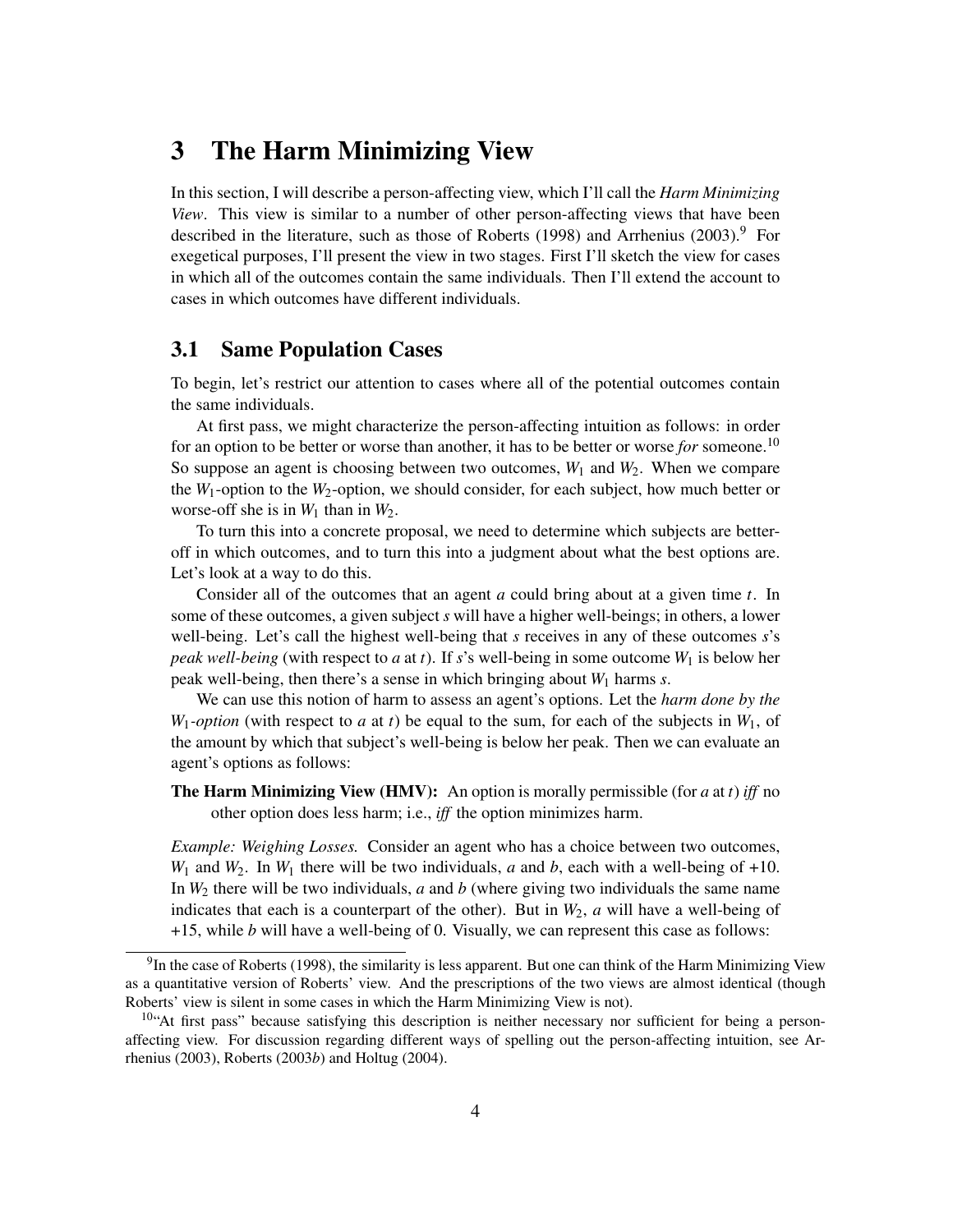# 3 The Harm Minimizing View

In this section, I will describe a person-affecting view, which I'll call the *Harm Minimizing View*. This view is similar to a number of other person-affecting views that have been described in the literature, such as those of Roberts (1998) and Arrhenius (2003).[9] For exegetical purposes, I'll present the view in two stages. First I'll sketch the view for cases in which all of the outcomes contain the same individuals. Then I'll extend the account to cases in which outcomes have different individuals.

## 3.1 Same Population Cases

To begin, let's restrict our attention to cases where all of the potential outcomes contain the same individuals.

At first pass, we might characterize the person-affecting intuition as follows: in order for an option to be better or worse than another, it has to be better or worse *for* someone.[10] So suppose an agent is choosing between two outcomes, $W_1$ and $W_2$. When we compare the $W_1$-option to the $W_2$-option, we should consider, for each subject, how much better or worse-off she is in $W_1$ than in $W_2$.

To turn this into a concrete proposal, we need to determine which subjects are better-off in which outcomes, and to turn this into a judgment about what the best options are. Let's look at a way to do this.

Consider all of the outcomes that an agent $a$ could bring about at a given time $t$. In some of these outcomes, a given subject $s$ will have a higher well-beings; in others, a lower well-being. Let's call the highest well-being that $s$ receives in any of these outcomes $s$'s *peak well-being* (with respect to $a$ at $t$). If $s$'s well-being in some outcome $W_1$ is below her peak well-being, then there's a sense in which bringing about $W_1$ harms $s$.

We can use this notion of harm to assess an agent's options. Let the *harm done by the* $W_1$*-option* (with respect to $a$ at $t$) be equal to the sum, for each of the subjects in $W_1$, of the amount by which that subject's well-being is below her peak. Then we can evaluate an agent's options as follows:

**The Harm Minimizing View (HMV):** An option is morally permissible (for $a$ at $t$) *iff* no other option does less harm; i.e., *iff* the option minimizes harm.

*Example: Weighing Losses.* Consider an agent who has a choice between two outcomes, $W_1$ and $W_2$. In $W_1$ there will be two individuals, $a$ and $b$, each with a well-being of +10. In $W_2$ there will be two individuals, $a$ and $b$ (where giving two individuals the same name indicates that each is a counterpart of the other). But in $W_2$, $a$ will have a well-being of +15, while $b$ will have a well-being of 0. Visually, we can represent this case as follows:

---

[9] In the case of Roberts (1998), the similarity is less apparent. But one can think of the Harm Minimizing View as a quantitative version of Roberts' view. And the prescriptions of the two views are almost identical (though Roberts' view is silent in some cases in which the Harm Minimizing View is not).

[10] "At first pass" because satisfying this description is neither necessary nor sufficient for being a person-affecting view. For discussion regarding different ways of spelling out the person-affecting intuition, see Arrhenius (2003), Roberts (2003*b*) and Holtug (2004).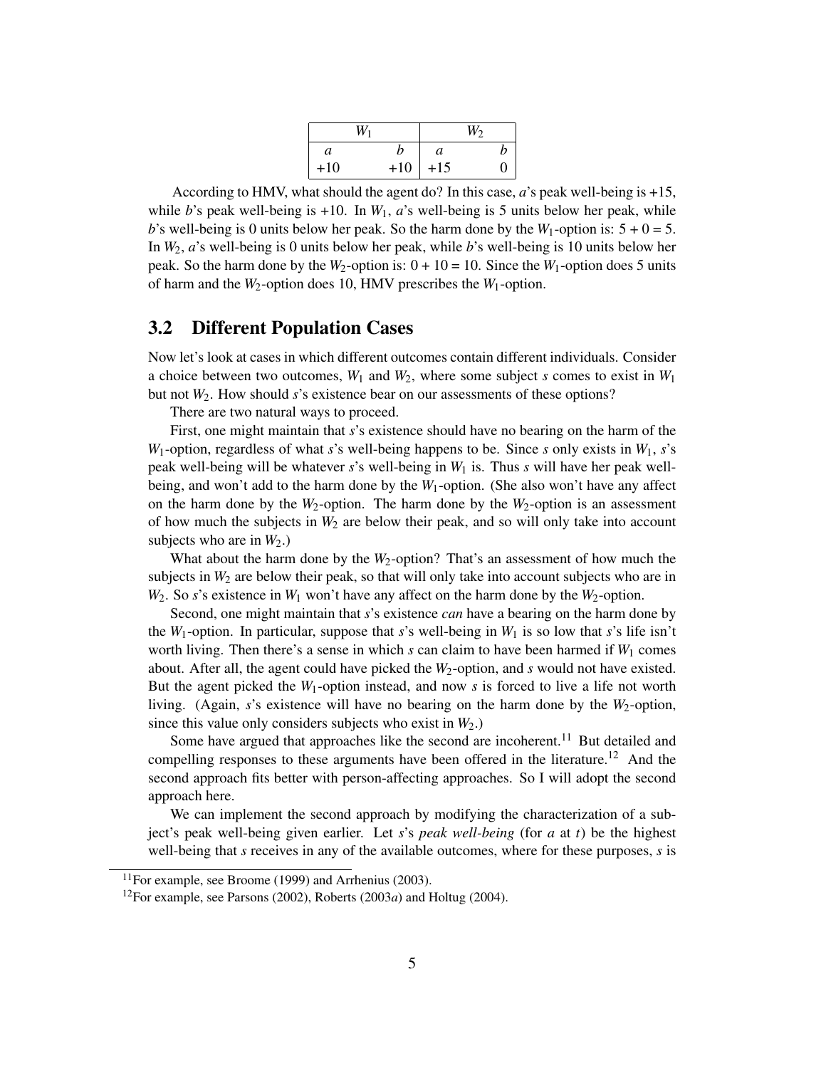| $W_1$ | | $W_2$ | |
|---|---|---|---|
| $a$ | $b$ | $a$ | $b$ |
| +10 | +10 | +15 | 0 |

According to HMV, what should the agent do? In this case, $a$'s peak well-being is +15, while $b$'s peak well-being is +10. In $W_1$, $a$'s well-being is 5 units below her peak, while $b$'s well-being is 0 units below her peak. So the harm done by the $W_1$-option is: $5 + 0 = 5$. In $W_2$, $a$'s well-being is 0 units below her peak, while $b$'s well-being is 10 units below her peak. So the harm done by the $W_2$-option is: $0 + 10 = 10$. Since the $W_1$-option does 5 units of harm and the $W_2$-option does 10, HMV prescribes the $W_1$-option.

## 3.2 Different Population Cases

Now let's look at cases in which different outcomes contain different individuals. Consider a choice between two outcomes, $W_1$ and $W_2$, where some subject $s$ comes to exist in $W_1$ but not $W_2$. How should $s$'s existence bear on our assessments of these options?

There are two natural ways to proceed.

First, one might maintain that $s$'s existence should have no bearing on the harm of the $W_1$-option, regardless of what $s$'s well-being happens to be. Since $s$ only exists in $W_1$, $s$'s peak well-being will be whatever $s$'s well-being in $W_1$ is. Thus $s$ will have her peak well-being, and won't add to the harm done by the $W_1$-option. (She also won't have any affect on the harm done by the $W_2$-option. The harm done by the $W_2$-option is an assessment of how much the subjects in $W_2$ are below their peak, and so will only take into account subjects who are in $W_2$.)

What about the harm done by the $W_2$-option? That's an assessment of how much the subjects in $W_2$ are below their peak, so that will only take into account subjects who are in $W_2$. So $s$'s existence in $W_1$ won't have any affect on the harm done by the $W_2$-option.

Second, one might maintain that $s$'s existence *can* have a bearing on the harm done by the $W_1$-option. In particular, suppose that $s$'s well-being in $W_1$ is so low that $s$'s life isn't worth living. Then there's a sense in which $s$ can claim to have been harmed if $W_1$ comes about. After all, the agent could have picked the $W_2$-option, and $s$ would not have existed. But the agent picked the $W_1$-option instead, and now $s$ is forced to live a life not worth living. (Again, $s$'s existence will have no bearing on the harm done by the $W_2$-option, since this value only considers subjects who exist in $W_2$.)

Some have argued that approaches like the second are incoherent.[11] But detailed and compelling responses to these arguments have been offered in the literature.[12] And the second approach fits better with person-affecting approaches. So I will adopt the second approach here.

We can implement the second approach by modifying the characterization of a subject's peak well-being given earlier. Let $s$'s *peak well-being* (for $a$ at $t$) be the highest well-being that $s$ receives in any of the available outcomes, where for these purposes, $s$ is

[11] For example, see Broome (1999) and Arrhenius (2003).

[12] For example, see Parsons (2002), Roberts (2003*a*) and Holtug (2004).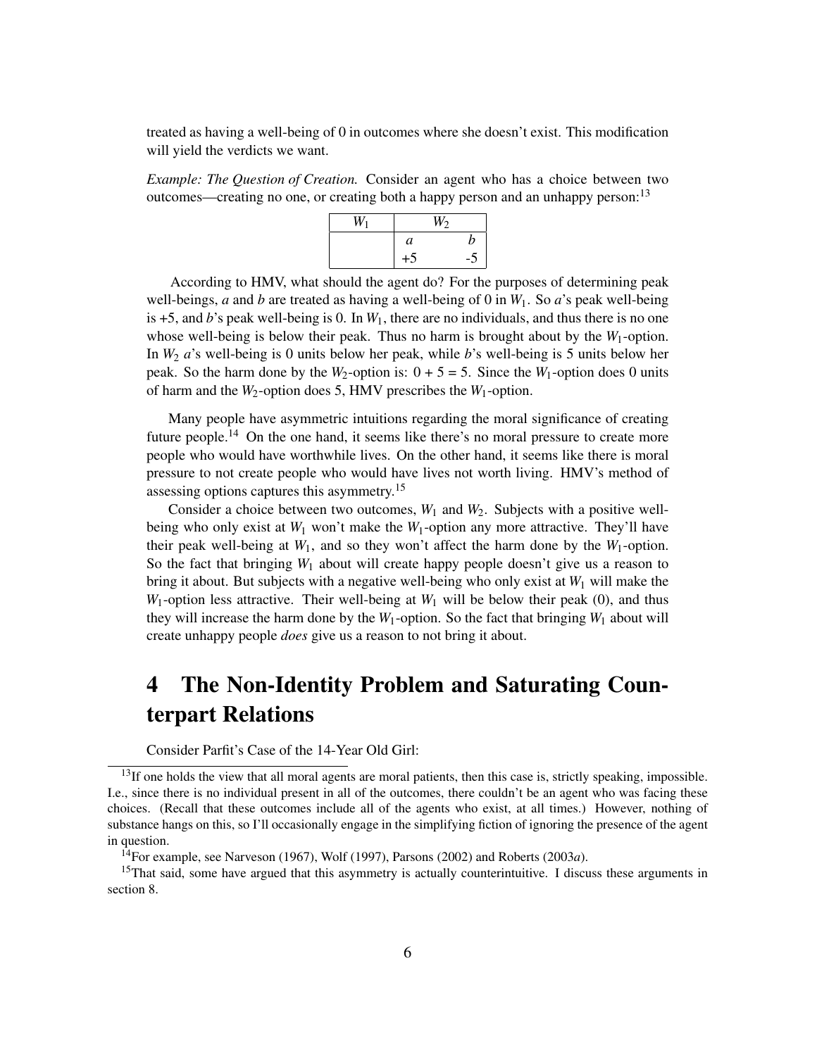treated as having a well-being of 0 in outcomes where she doesn't exist. This modification will yield the verdicts we want.

*Example: The Question of Creation.* Consider an agent who has a choice between two outcomes—creating no one, or creating both a happy person and an unhappy person:[13]

| $W_1$ | $W_2$ | |
|---|---|---|
| | $a$ | $b$ |
| | +5 | -5 |

According to HMV, what should the agent do? For the purposes of determining peak well-beings, $a$ and $b$ are treated as having a well-being of 0 in $W_1$. So $a$'s peak well-being is +5, and $b$'s peak well-being is 0. In $W_1$, there are no individuals, and thus there is no one whose well-being is below their peak. Thus no harm is brought about by the $W_1$-option. In $W_2$ $a$'s well-being is 0 units below her peak, while $b$'s well-being is 5 units below her peak. So the harm done by the $W_2$-option is: 0 + 5 = 5. Since the $W_1$-option does 0 units of harm and the $W_2$-option does 5, HMV prescribes the $W_1$-option.

Many people have asymmetric intuitions regarding the moral significance of creating future people.[14] On the one hand, it seems like there's no moral pressure to create more people who would have worthwhile lives. On the other hand, it seems like there is moral pressure to not create people who would have lives not worth living. HMV's method of assessing options captures this asymmetry.[15]

Consider a choice between two outcomes, $W_1$ and $W_2$. Subjects with a positive well-being who only exist at $W_1$ won't make the $W_1$-option any more attractive. They'll have their peak well-being at $W_1$, and so they won't affect the harm done by the $W_1$-option. So the fact that bringing $W_1$ about will create happy people doesn't give us a reason to bring it about. But subjects with a negative well-being who only exist at $W_1$ will make the $W_1$-option less attractive. Their well-being at $W_1$ will be below their peak (0), and thus they will increase the harm done by the $W_1$-option. So the fact that bringing $W_1$ about will create unhappy people *does* give us a reason to not bring it about.

# 4 The Non-Identity Problem and Saturating Counterpart Relations

Consider Parfit's Case of the 14-Year Old Girl:

---

[13]If one holds the view that all moral agents are moral patients, then this case is, strictly speaking, impossible. I.e., since there is no individual present in all of the outcomes, there couldn't be an agent who was facing these choices. (Recall that these outcomes include all of the agents who exist, at all times.) However, nothing of substance hangs on this, so I'll occasionally engage in the simplifying fiction of ignoring the presence of the agent in question.

[14]For example, see Narveson (1967), Wolf (1997), Parsons (2002) and Roberts (2003*a*).

[15]That said, some have argued that this asymmetry is actually counterintuitive. I discuss these arguments in section 8.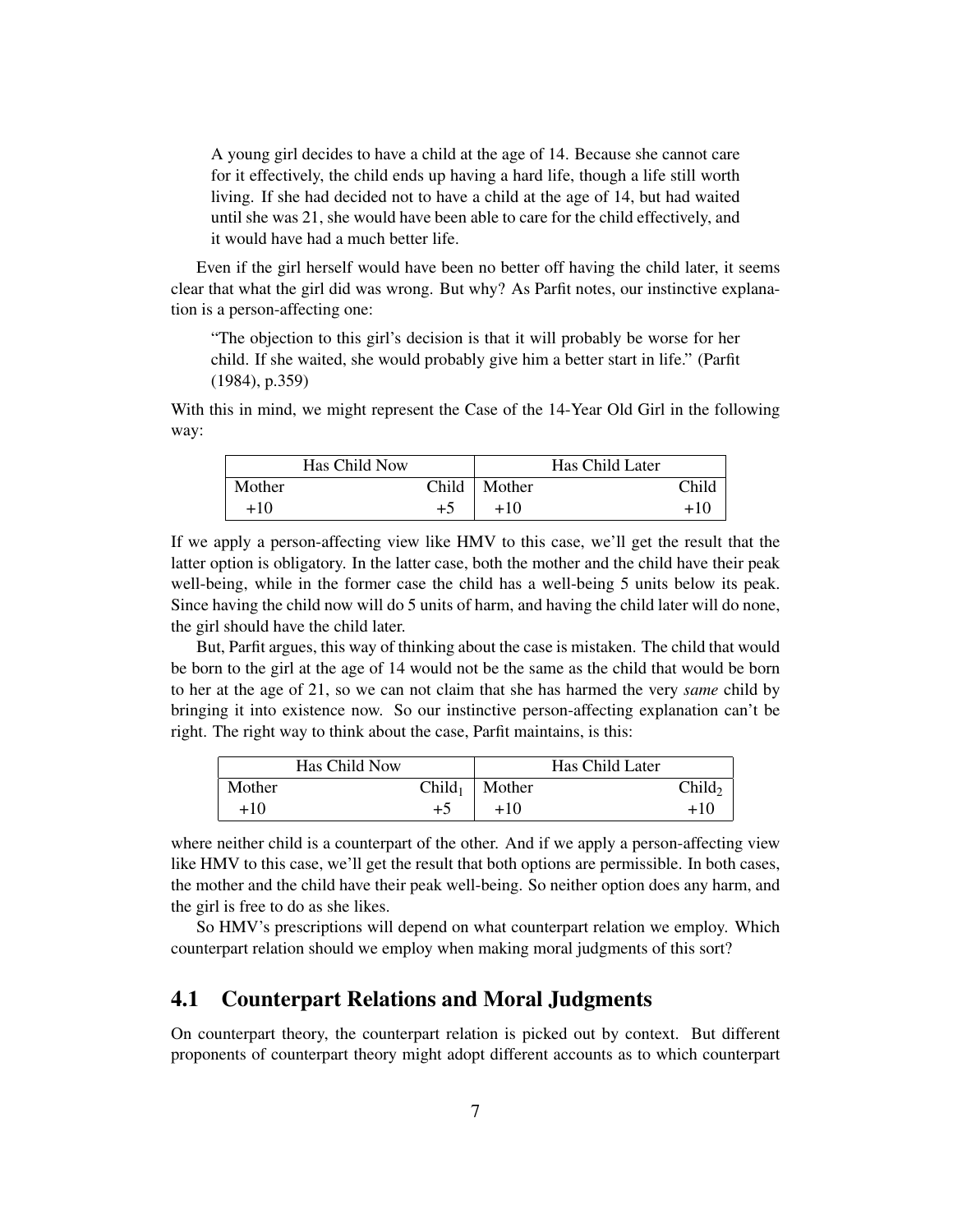> A young girl decides to have a child at the age of 14. Because she cannot care for it effectively, the child ends up having a hard life, though a life still worth living. If she had decided not to have a child at the age of 14, but had waited until she was 21, she would have been able to care for the child effectively, and it would have had a much better life.

Even if the girl herself would have been no better off having the child later, it seems clear that what the girl did was wrong. But why? As Parfit notes, our instinctive explanation is a person-affecting one:

> "The objection to this girl's decision is that it will probably be worse for her child. If she waited, she would probably give him a better start in life." (Parfit (1984), p.359)

With this in mind, we might represent the Case of the 14-Year Old Girl in the following way:

| Has Child Now | | Has Child Later | |
|---|---|---|---|
| Mother | Child | Mother | Child |
| +10 | +5 | +10 | +10 |

If we apply a person-affecting view like HMV to this case, we'll get the result that the latter option is obligatory. In the latter case, both the mother and the child have their peak well-being, while in the former case the child has a well-being 5 units below its peak. Since having the child now will do 5 units of harm, and having the child later will do none, the girl should have the child later.

But, Parfit argues, this way of thinking about the case is mistaken. The child that would be born to the girl at the age of 14 would not be the same as the child that would be born to her at the age of 21, so we can not claim that she has harmed the very *same* child by bringing it into existence now. So our instinctive person-affecting explanation can't be right. The right way to think about the case, Parfit maintains, is this:

| Has Child Now | | Has Child Later | |
|---|---|---|---|
| Mother | $\text{Child}_1$ | Mother | $\text{Child}_2$ |
| +10 | +5 | +10 | +10 |

where neither child is a counterpart of the other. And if we apply a person-affecting view like HMV to this case, we'll get the result that both options are permissible. In both cases, the mother and the child have their peak well-being. So neither option does any harm, and the girl is free to do as she likes.

So HMV's prescriptions will depend on what counterpart relation we employ. Which counterpart relation should we employ when making moral judgments of this sort?

## 4.1 Counterpart Relations and Moral Judgments

On counterpart theory, the counterpart relation is picked out by context. But different proponents of counterpart theory might adopt different accounts as to which counterpart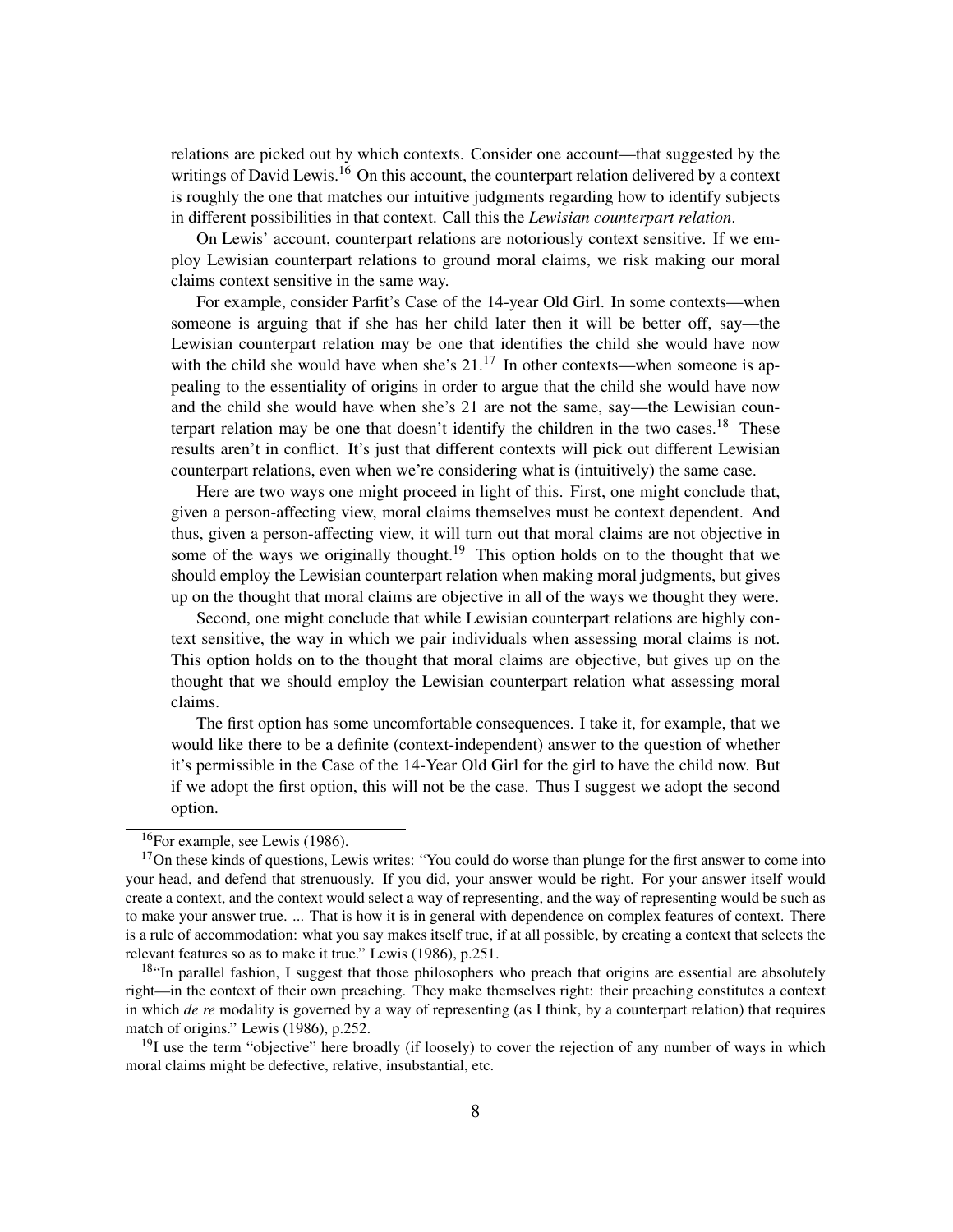relations are picked out by which contexts. Consider one account—that suggested by the writings of David Lewis.[16] On this account, the counterpart relation delivered by a context is roughly the one that matches our intuitive judgments regarding how to identify subjects in different possibilities in that context. Call this the *Lewisian counterpart relation*.

On Lewis' account, counterpart relations are notoriously context sensitive. If we employ Lewisian counterpart relations to ground moral claims, we risk making our moral claims context sensitive in the same way.

For example, consider Parfit's Case of the 14-year Old Girl. In some contexts—when someone is arguing that if she has her child later then it will be better off, say—the Lewisian counterpart relation may be one that identifies the child she would have now with the child she would have when she's 21.[17] In other contexts—when someone is appealing to the essentiality of origins in order to argue that the child she would have now and the child she would have when she's 21 are not the same, say—the Lewisian counterpart relation may be one that doesn't identify the children in the two cases.[18] These results aren't in conflict. It's just that different contexts will pick out different Lewisian counterpart relations, even when we're considering what is (intuitively) the same case.

Here are two ways one might proceed in light of this. First, one might conclude that, given a person-affecting view, moral claims themselves must be context dependent. And thus, given a person-affecting view, it will turn out that moral claims are not objective in some of the ways we originally thought.[19] This option holds on to the thought that we should employ the Lewisian counterpart relation when making moral judgments, but gives up on the thought that moral claims are objective in all of the ways we thought they were.

Second, one might conclude that while Lewisian counterpart relations are highly context sensitive, the way in which we pair individuals when assessing moral claims is not. This option holds on to the thought that moral claims are objective, but gives up on the thought that we should employ the Lewisian counterpart relation what assessing moral claims.

The first option has some uncomfortable consequences. I take it, for example, that we would like there to be a definite (context-independent) answer to the question of whether it's permissible in the Case of the 14-Year Old Girl for the girl to have the child now. But if we adopt the first option, this will not be the case. Thus I suggest we adopt the second option.

---

[16] For example, see Lewis (1986).

[17] On these kinds of questions, Lewis writes: "You could do worse than plunge for the first answer to come into your head, and defend that strenuously. If you did, your answer would be right. For your answer itself would create a context, and the context would select a way of representing, and the way of representing would be such as to make your answer true. ... That is how it is in general with dependence on complex features of context. There is a rule of accommodation: what you say makes itself true, if at all possible, by creating a context that selects the relevant features so as to make it true." Lewis (1986), p.251.

[18] "In parallel fashion, I suggest that those philosophers who preach that origins are essential are absolutely right—in the context of their own preaching. They make themselves right: their preaching constitutes a context in which *de re* modality is governed by a way of representing (as I think, by a counterpart relation) that requires match of origins." Lewis (1986), p.252.

[19] I use the term "objective" here broadly (if loosely) to cover the rejection of any number of ways in which moral claims might be defective, relative, insubstantial, etc.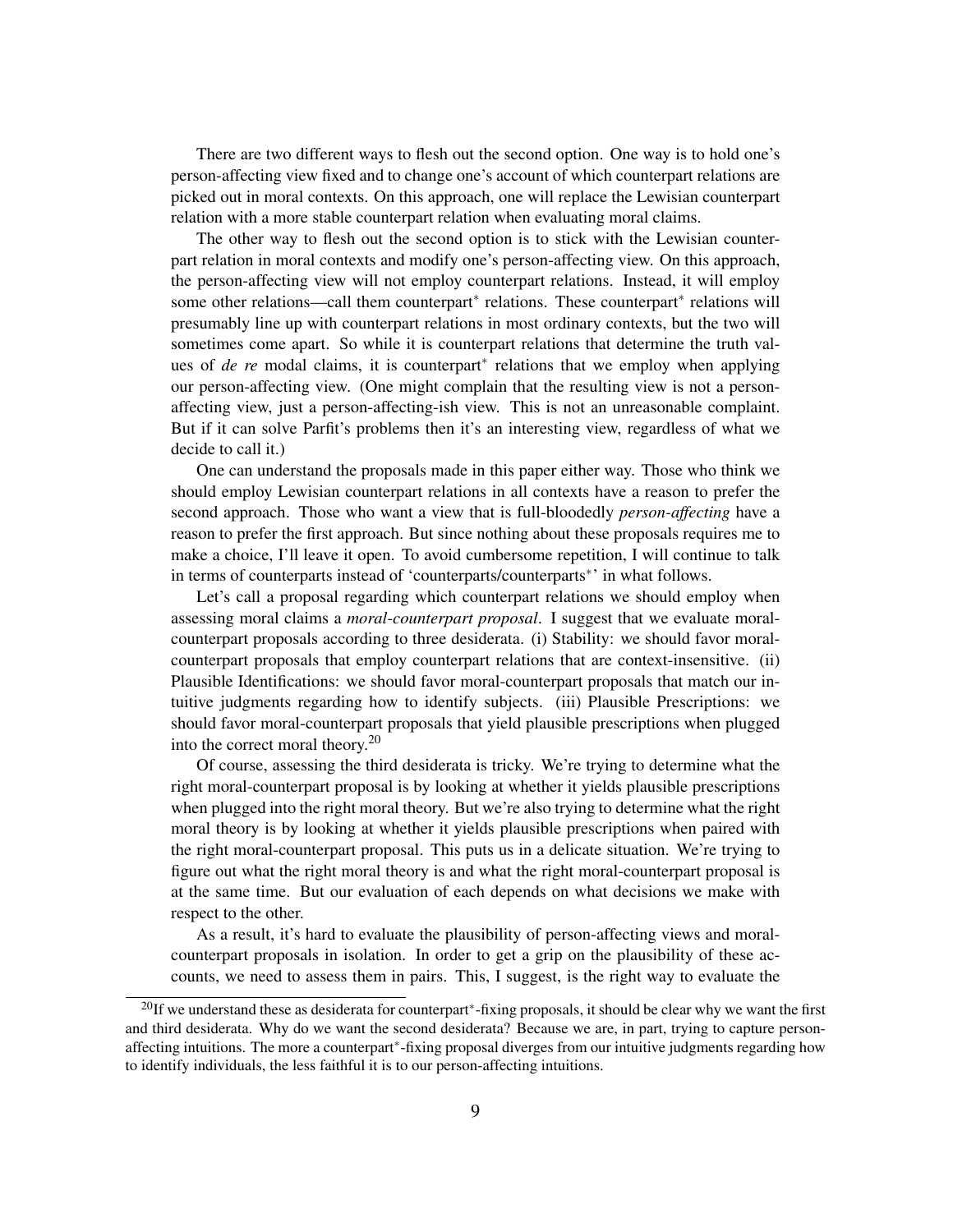There are two different ways to flesh out the second option. One way is to hold one's person-affecting view fixed and to change one's account of which counterpart relations are picked out in moral contexts. On this approach, one will replace the Lewisian counterpart relation with a more stable counterpart relation when evaluating moral claims.

The other way to flesh out the second option is to stick with the Lewisian counterpart relation in moral contexts and modify one's person-affecting view. On this approach, the person-affecting view will not employ counterpart relations. Instead, it will employ some other relations—call them counterpart* relations. These counterpart* relations will presumably line up with counterpart relations in most ordinary contexts, but the two will sometimes come apart. So while it is counterpart relations that determine the truth values of *de re* modal claims, it is counterpart* relations that we employ when applying our person-affecting view. (One might complain that the resulting view is not a person-affecting view, just a person-affecting-ish view. This is not an unreasonable complaint. But if it can solve Parfit's problems then it's an interesting view, regardless of what we decide to call it.)

One can understand the proposals made in this paper either way. Those who think we should employ Lewisian counterpart relations in all contexts have a reason to prefer the second approach. Those who want a view that is full-bloodedly *person-affecting* have a reason to prefer the first approach. But since nothing about these proposals requires me to make a choice, I'll leave it open. To avoid cumbersome repetition, I will continue to talk in terms of counterparts instead of 'counterparts/counterparts*' in what follows.

Let's call a proposal regarding which counterpart relations we should employ when assessing moral claims a *moral-counterpart proposal*. I suggest that we evaluate moral-counterpart proposals according to three desiderata. (i) Stability: we should favor moral-counterpart proposals that employ counterpart relations that are context-insensitive. (ii) Plausible Identifications: we should favor moral-counterpart proposals that match our intuitive judgments regarding how to identify subjects. (iii) Plausible Prescriptions: we should favor moral-counterpart proposals that yield plausible prescriptions when plugged into the correct moral theory.[20]

Of course, assessing the third desiderata is tricky. We're trying to determine what the right moral-counterpart proposal is by looking at whether it yields plausible prescriptions when plugged into the right moral theory. But we're also trying to determine what the right moral theory is by looking at whether it yields plausible prescriptions when paired with the right moral-counterpart proposal. This puts us in a delicate situation. We're trying to figure out what the right moral theory is and what the right moral-counterpart proposal is at the same time. But our evaluation of each depends on what decisions we make with respect to the other.

As a result, it's hard to evaluate the plausibility of person-affecting views and moral-counterpart proposals in isolation. In order to get a grip on the plausibility of these accounts, we need to assess them in pairs. This, I suggest, is the right way to evaluate the

[20]If we understand these as desiderata for counterpart*-fixing proposals, it should be clear why we want the first and third desiderata. Why do we want the second desiderata? Because we are, in part, trying to capture person-affecting intuitions. The more a counterpart*-fixing proposal diverges from our intuitive judgments regarding how to identify individuals, the less faithful it is to our person-affecting intuitions.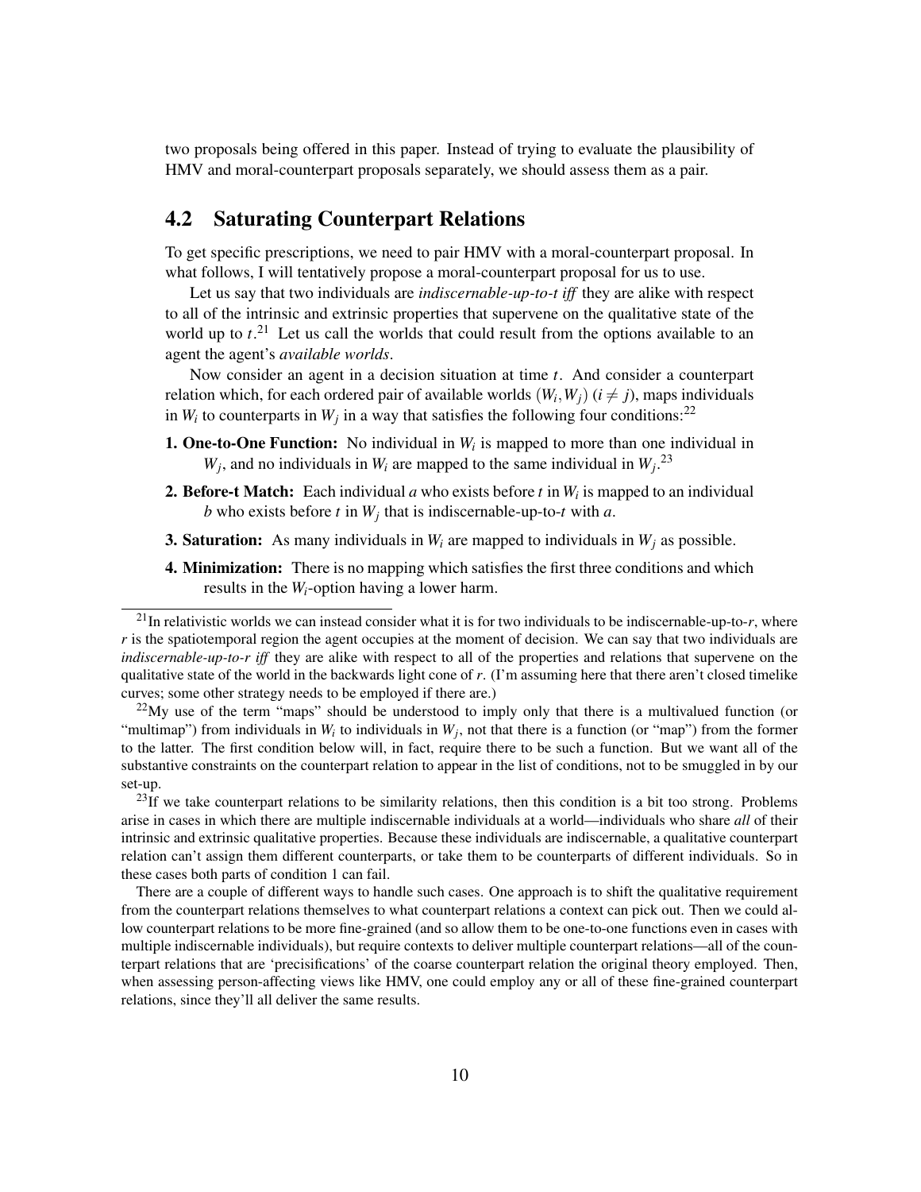two proposals being offered in this paper. Instead of trying to evaluate the plausibility of HMV and moral-counterpart proposals separately, we should assess them as a pair.

## 4.2 Saturating Counterpart Relations

To get specific prescriptions, we need to pair HMV with a moral-counterpart proposal. In what follows, I will tentatively propose a moral-counterpart proposal for us to use.

Let us say that two individuals are *indiscernable-up-to-t iff* they are alike with respect to all of the intrinsic and extrinsic properties that supervene on the qualitative state of the world up to $t$.[21] Let us call the worlds that could result from the options available to an agent the agent's *available worlds*.

Now consider an agent in a decision situation at time $t$. And consider a counterpart relation which, for each ordered pair of available worlds $(W_i, W_j)$ $(i \neq j)$, maps individuals in $W_i$ to counterparts in $W_j$ in a way that satisfies the following four conditions:[22]

**1. One-to-One Function:** No individual in $W_i$ is mapped to more than one individual in $W_j$, and no individuals in $W_i$ are mapped to the same individual in $W_j$.[23]

**2. Before-t Match:** Each individual $a$ who exists before $t$ in $W_i$ is mapped to an individual $b$ who exists before $t$ in $W_j$ that is indiscernable-up-to-$t$ with $a$.

**3. Saturation:** As many individuals in $W_i$ are mapped to individuals in $W_j$ as possible.

**4. Minimization:** There is no mapping which satisfies the first three conditions and which results in the $W_i$-option having a lower harm.

---

[21] In relativistic worlds we can instead consider what it is for two individuals to be indiscernable-up-to-$r$, where $r$ is the spatiotemporal region the agent occupies at the moment of decision. We can say that two individuals are *indiscernable-up-to-r iff* they are alike with respect to all of the properties and relations that supervene on the qualitative state of the world in the backwards light cone of $r$. (I'm assuming here that there aren't closed timelike curves; some other strategy needs to be employed if there are.)

[22] My use of the term "maps" should be understood to imply only that there is a multivalued function (or "multimap") from individuals in $W_i$ to individuals in $W_j$, not that there is a function (or "map") from the former to the latter. The first condition below will, in fact, require there to be such a function. But we want all of the substantive constraints on the counterpart relation to appear in the list of conditions, not to be smuggled in by our set-up.

[23] If we take counterpart relations to be similarity relations, then this condition is a bit too strong. Problems arise in cases in which there are multiple indiscernable individuals at a world—individuals who share *all* of their intrinsic and extrinsic qualitative properties. Because these individuals are indiscernable, a qualitative counterpart relation can't assign them different counterparts, or take them to be counterparts of different individuals. So in these cases both parts of condition 1 can fail.

There are a couple of different ways to handle such cases. One approach is to shift the qualitative requirement from the counterpart relations themselves to what counterpart relations a context can pick out. Then we could allow counterpart relations to be more fine-grained (and so allow them to be one-to-one functions even in cases with multiple indiscernable individuals), but require contexts to deliver multiple counterpart relations—all of the counterpart relations that are 'precisifications' of the coarse counterpart relation the original theory employed. Then, when assessing person-affecting views like HMV, one could employ any or all of these fine-grained counterpart relations, since they'll all deliver the same results.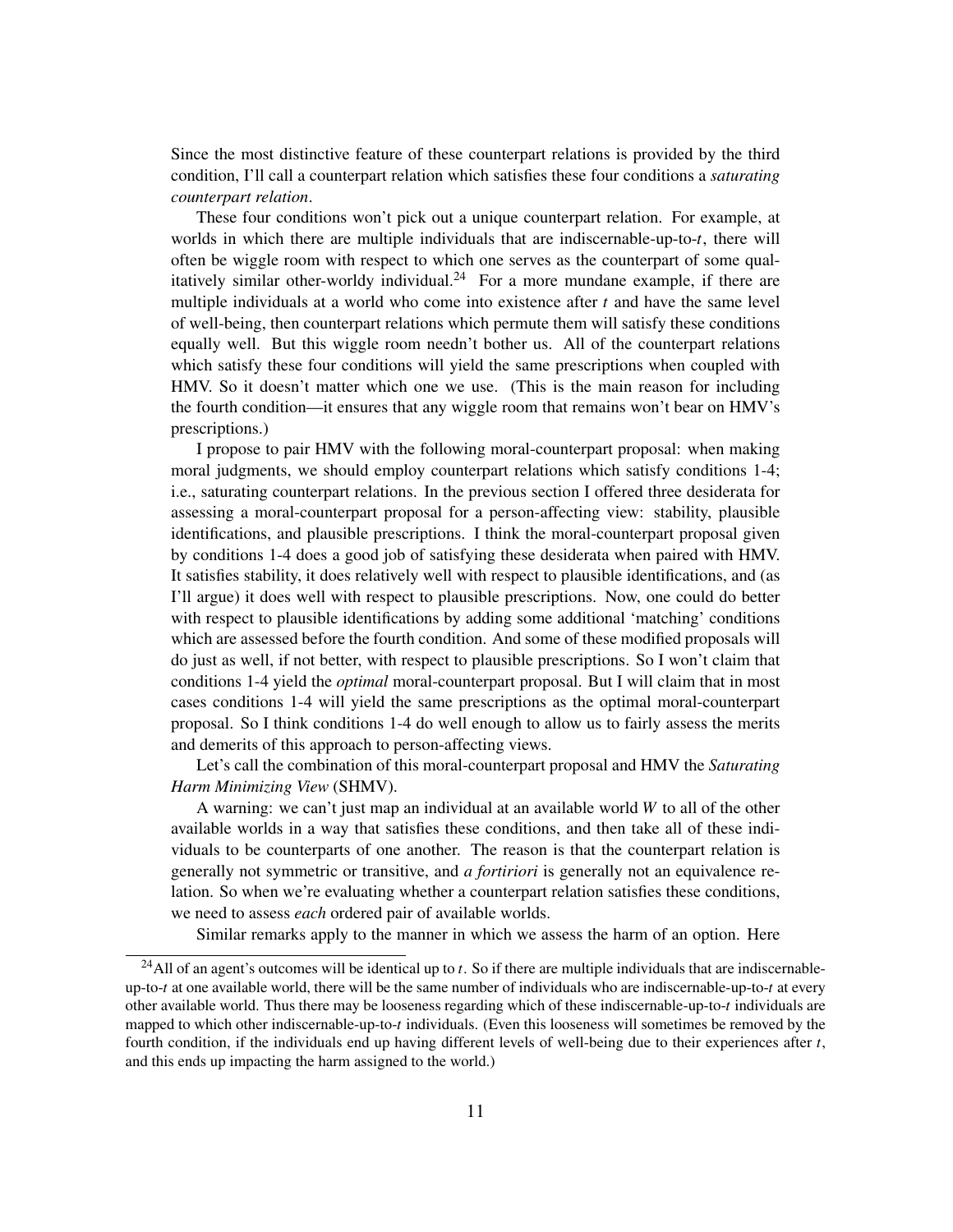Since the most distinctive feature of these counterpart relations is provided by the third condition, I'll call a counterpart relation which satisfies these four conditions a *saturating counterpart relation*.

These four conditions won't pick out a unique counterpart relation. For example, at worlds in which there are multiple individuals that are indiscernable-up-to-$t$, there will often be wiggle room with respect to which one serves as the counterpart of some qualitatively similar other-worldy individual.[24] For a more mundane example, if there are multiple individuals at a world who come into existence after $t$ and have the same level of well-being, then counterpart relations which permute them will satisfy these conditions equally well. But this wiggle room needn't bother us. All of the counterpart relations which satisfy these four conditions will yield the same prescriptions when coupled with HMV. So it doesn't matter which one we use. (This is the main reason for including the fourth condition—it ensures that any wiggle room that remains won't bear on HMV's prescriptions.)

I propose to pair HMV with the following moral-counterpart proposal: when making moral judgments, we should employ counterpart relations which satisfy conditions 1-4; i.e., saturating counterpart relations. In the previous section I offered three desiderata for assessing a moral-counterpart proposal for a person-affecting view: stability, plausible identifications, and plausible prescriptions. I think the moral-counterpart proposal given by conditions 1-4 does a good job of satisfying these desiderata when paired with HMV. It satisfies stability, it does relatively well with respect to plausible identifications, and (as I'll argue) it does well with respect to plausible prescriptions. Now, one could do better with respect to plausible identifications by adding some additional 'matching' conditions which are assessed before the fourth condition. And some of these modified proposals will do just as well, if not better, with respect to plausible prescriptions. So I won't claim that conditions 1-4 yield the *optimal* moral-counterpart proposal. But I will claim that in most cases conditions 1-4 will yield the same prescriptions as the optimal moral-counterpart proposal. So I think conditions 1-4 do well enough to allow us to fairly assess the merits and demerits of this approach to person-affecting views.

Let's call the combination of this moral-counterpart proposal and HMV the *Saturating Harm Minimizing View* (SHMV).

A warning: we can't just map an individual at an available world $W$ to all of the other available worlds in a way that satisfies these conditions, and then take all of these individuals to be counterparts of one another. The reason is that the counterpart relation is generally not symmetric or transitive, and *a fortiriori* is generally not an equivalence relation. So when we're evaluating whether a counterpart relation satisfies these conditions, we need to assess *each* ordered pair of available worlds.

Similar remarks apply to the manner in which we assess the harm of an option. Here

[24] All of an agent's outcomes will be identical up to $t$. So if there are multiple individuals that are indiscernable-up-to-$t$ at one available world, there will be the same number of individuals who are indiscernable-up-to-$t$ at every other available world. Thus there may be looseness regarding which of these indiscernable-up-to-$t$ individuals are mapped to which other indiscernable-up-to-$t$ individuals. (Even this looseness will sometimes be removed by the fourth condition, if the individuals end up having different levels of well-being due to their experiences after $t$, and this ends up impacting the harm assigned to the world.)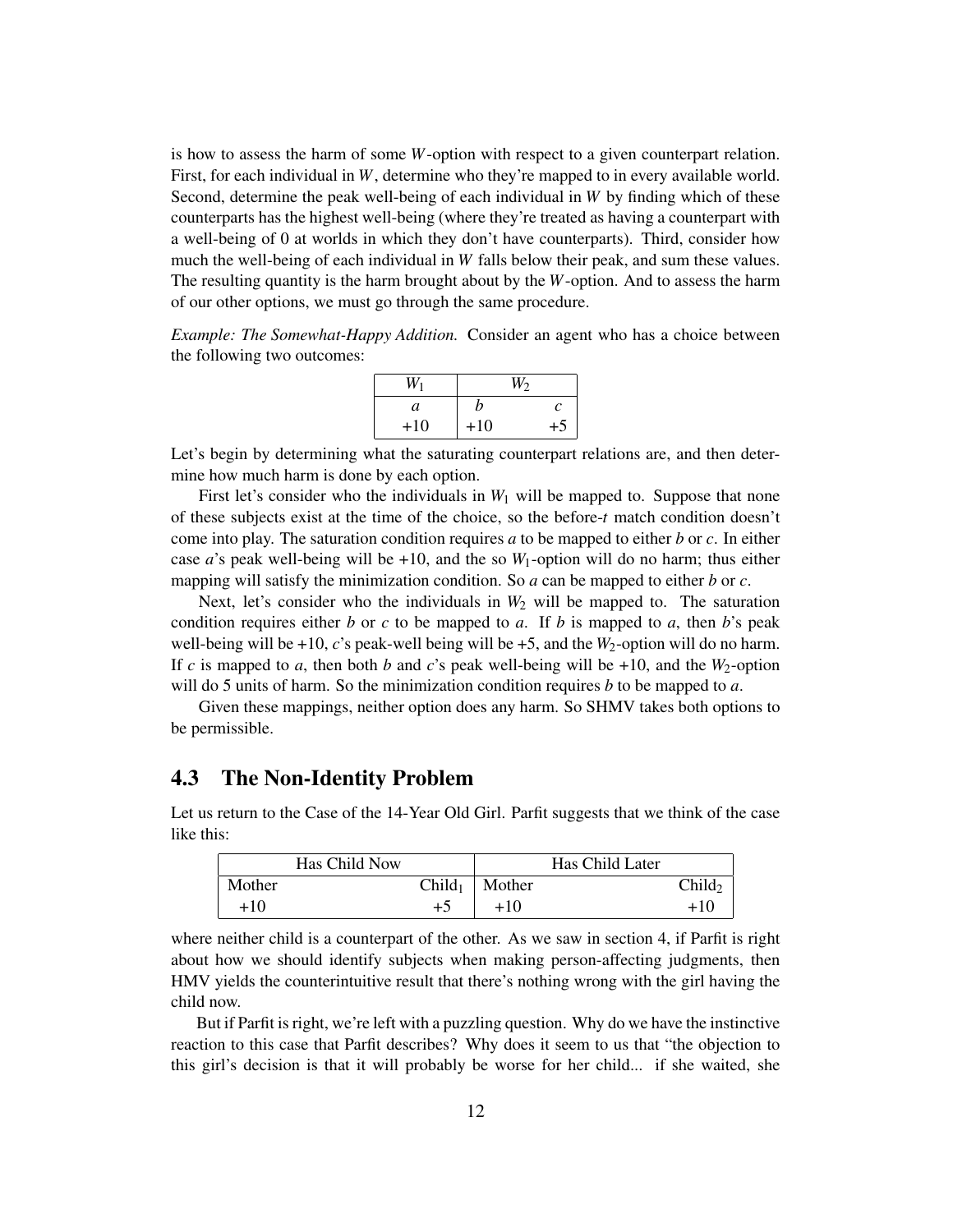is how to assess the harm of some $W$-option with respect to a given counterpart relation. First, for each individual in $W$, determine who they're mapped to in every available world. Second, determine the peak well-being of each individual in $W$ by finding which of these counterparts has the highest well-being (where they're treated as having a counterpart with a well-being of 0 at worlds in which they don't have counterparts). Third, consider how much the well-being of each individual in $W$ falls below their peak, and sum these values. The resulting quantity is the harm brought about by the $W$-option. And to assess the harm of our other options, we must go through the same procedure.

*Example: The Somewhat-Happy Addition.* Consider an agent who has a choice between the following two outcomes:

| $W_1$ | $W_2$ | |
|---|---|---|
| $a$ | $b$ | $c$ |
| +10 | +10 | +5 |

Let's begin by determining what the saturating counterpart relations are, and then determine how much harm is done by each option.

First let's consider who the individuals in $W_1$ will be mapped to. Suppose that none of these subjects exist at the time of the choice, so the before-$t$ match condition doesn't come into play. The saturation condition requires $a$ to be mapped to either $b$ or $c$. In either case $a$'s peak well-being will be +10, and the so $W_1$-option will do no harm; thus either mapping will satisfy the minimization condition. So $a$ can be mapped to either $b$ or $c$.

Next, let's consider who the individuals in $W_2$ will be mapped to. The saturation condition requires either $b$ or $c$ to be mapped to $a$. If $b$ is mapped to $a$, then $b$'s peak well-being will be +10, $c$'s peak-well being will be +5, and the $W_2$-option will do no harm. If $c$ is mapped to $a$, then both $b$ and $c$'s peak well-being will be +10, and the $W_2$-option will do 5 units of harm. So the minimization condition requires $b$ to be mapped to $a$.

Given these mappings, neither option does any harm. So SHMV takes both options to be permissible.

## 4.3 The Non-Identity Problem

Let us return to the Case of the 14-Year Old Girl. Parfit suggests that we think of the case like this:

| Has Child Now | | Has Child Later | |
|---|---|---|---|
| Mother | $\text{Child}_1$ | Mother | $\text{Child}_2$ |
| +10 | +5 | +10 | +10 |

where neither child is a counterpart of the other. As we saw in section 4, if Parfit is right about how we should identify subjects when making person-affecting judgments, then HMV yields the counterintuitive result that there's nothing wrong with the girl having the child now.

But if Parfit is right, we're left with a puzzling question. Why do we have the instinctive reaction to this case that Parfit describes? Why does it seem to us that "the objection to this girl's decision is that it will probably be worse for her child... if she waited, she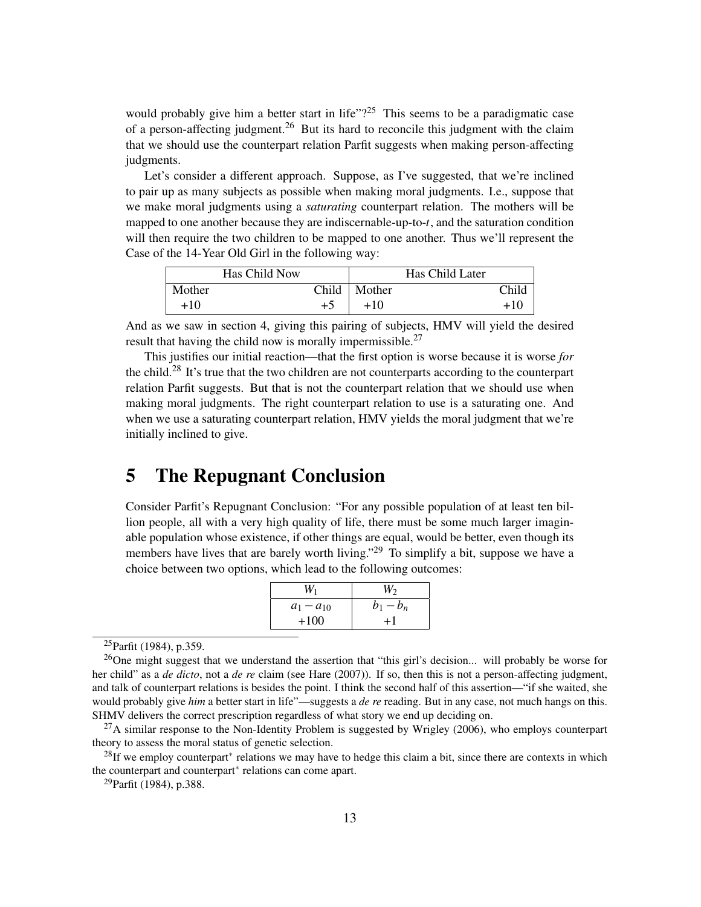would probably give him a better start in life"?[25] This seems to be a paradigmatic case of a person-affecting judgment.[26] But its hard to reconcile this judgment with the claim that we should use the counterpart relation Parfit suggests when making person-affecting judgments.

Let's consider a different approach. Suppose, as I've suggested, that we're inclined to pair up as many subjects as possible when making moral judgments. I.e., suppose that we make moral judgments using a *saturating* counterpart relation. The mothers will be mapped to one another because they are indiscernable-up-to-$t$, and the saturation condition will then require the two children to be mapped to one another. Thus we'll represent the Case of the 14-Year Old Girl in the following way:

| Has Child Now | | Has Child Later | |
|---|---|---|---|
| Mother | Child | Mother | Child |
| +10 | +5 | +10 | +10 |

And as we saw in section 4, giving this pairing of subjects, HMV will yield the desired result that having the child now is morally impermissible.[27]

This justifies our initial reaction—that the first option is worse because it is worse *for* the child.[28] It's true that the two children are not counterparts according to the counterpart relation Parfit suggests. But that is not the counterpart relation that we should use when making moral judgments. The right counterpart relation to use is a saturating one. And when we use a saturating counterpart relation, HMV yields the moral judgment that we're initially inclined to give.

# 5 The Repugnant Conclusion

Consider Parfit's Repugnant Conclusion: "For any possible population of at least ten billion people, all with a very high quality of life, there must be some much larger imaginable population whose existence, if other things are equal, would be better, even though its members have lives that are barely worth living."[29] To simplify a bit, suppose we have a choice between two options, which lead to the following outcomes:

| $W_1$ | $W_2$ |
|---|---|
| $a_1 - a_{10}$ | $b_1 - b_n$ |
| +100 | +1 |

---

[25] Parfit (1984), p.359.

[26] One might suggest that we understand the assertion that "this girl's decision... will probably be worse for her child" as a *de dicto*, not a *de re* claim (see Hare (2007)). If so, then this is not a person-affecting judgment, and talk of counterpart relations is besides the point. I think the second half of this assertion—"if she waited, she would probably give *him* a better start in life"—suggests a *de re* reading. But in any case, not much hangs on this. SHMV delivers the correct prescription regardless of what story we end up deciding on.

[27] A similar response to the Non-Identity Problem is suggested by Wrigley (2006), who employs counterpart theory to assess the moral status of genetic selection.

[28] If we employ counterpart* relations we may have to hedge this claim a bit, since there are contexts in which the counterpart and counterpart* relations can come apart.

[29] Parfit (1984), p.388.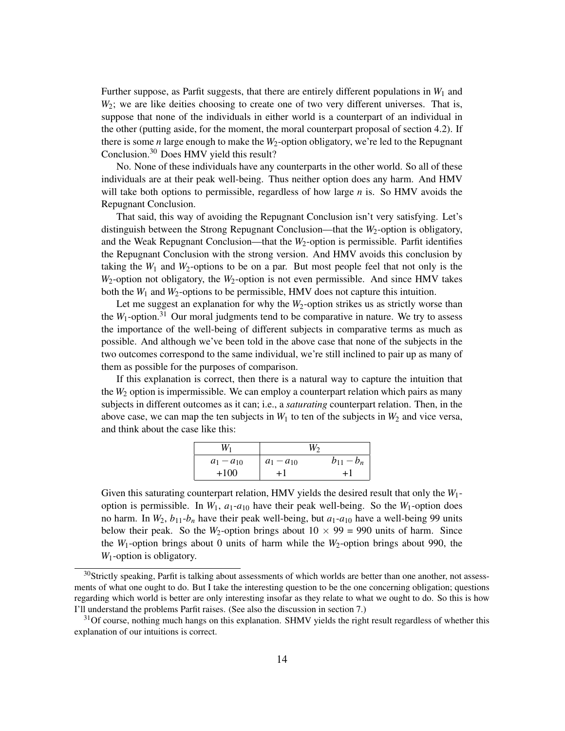Further suppose, as Parfit suggests, that there are entirely different populations in $W_1$ and $W_2$; we are like deities choosing to create one of two very different universes. That is, suppose that none of the individuals in either world is a counterpart of an individual in the other (putting aside, for the moment, the moral counterpart proposal of section 4.2). If there is some $n$ large enough to make the $W_2$-option obligatory, we're led to the Repugnant Conclusion.[30] Does HMV yield this result?

No. None of these individuals have any counterparts in the other world. So all of these individuals are at their peak well-being. Thus neither option does any harm. And HMV will take both options to permissible, regardless of how large $n$ is. So HMV avoids the Repugnant Conclusion.

That said, this way of avoiding the Repugnant Conclusion isn't very satisfying. Let's distinguish between the Strong Repugnant Conclusion—that the $W_2$-option is obligatory, and the Weak Repugnant Conclusion—that the $W_2$-option is permissible. Parfit identifies the Repugnant Conclusion with the strong version. And HMV avoids this conclusion by taking the $W_1$ and $W_2$-options to be on a par. But most people feel that not only is the $W_2$-option not obligatory, the $W_2$-option is not even permissible. And since HMV takes both the $W_1$ and $W_2$-options to be permissible, HMV does not capture this intuition.

Let me suggest an explanation for why the $W_2$-option strikes us as strictly worse than the $W_1$-option.[31] Our moral judgments tend to be comparative in nature. We try to assess the importance of the well-being of different subjects in comparative terms as much as possible. And although we've been told in the above case that none of the subjects in the two outcomes correspond to the same individual, we're still inclined to pair up as many of them as possible for the purposes of comparison.

If this explanation is correct, then there is a natural way to capture the intuition that the $W_2$ option is impermissible. We can employ a counterpart relation which pairs as many subjects in different outcomes as it can; i.e., a *saturating* counterpart relation. Then, in the above case, we can map the ten subjects in $W_1$ to ten of the subjects in $W_2$ and vice versa, and think about the case like this:

| $W_1$ | $W_2$ | |
|---|---|---|
| $a_1 - a_{10}$ | $a_1 - a_{10}$ | $b_{11} - b_n$ |
| +100 | +1 | +1 |

Given this saturating counterpart relation, HMV yields the desired result that only the $W_1$-option is permissible. In $W_1$, $a_1$-$a_{10}$ have their peak well-being. So the $W_1$-option does no harm. In $W_2$, $b_{11}$-$b_n$ have their peak well-being, but $a_1$-$a_{10}$ have a well-being 99 units below their peak. So the $W_2$-option brings about $10 \times 99 = 990$ units of harm. Since the $W_1$-option brings about 0 units of harm while the $W_2$-option brings about 990, the $W_1$-option is obligatory.

[30] Strictly speaking, Parfit is talking about assessments of which worlds are better than one another, not assessments of what one ought to do. But I take the interesting question to be the one concerning obligation; questions regarding which world is better are only interesting insofar as they relate to what we ought to do. So this is how I'll understand the problems Parfit raises. (See also the discussion in section 7.)

[31] Of course, nothing much hangs on this explanation. SHMV yields the right result regardless of whether this explanation of our intuitions is correct.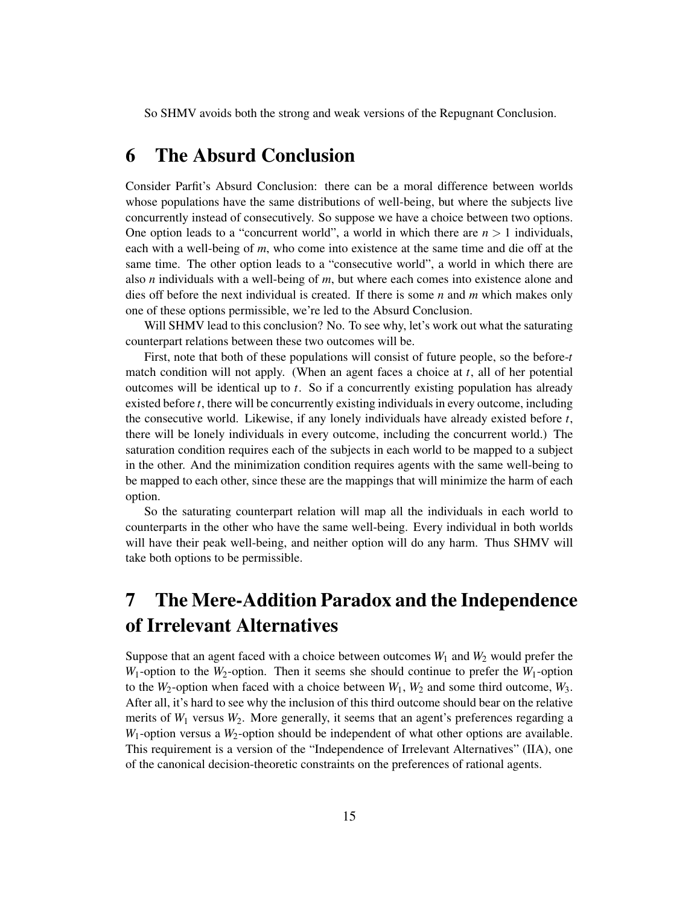So SHMV avoids both the strong and weak versions of the Repugnant Conclusion.

## 6 The Absurd Conclusion

Consider Parfit's Absurd Conclusion: there can be a moral difference between worlds whose populations have the same distributions of well-being, but where the subjects live concurrently instead of consecutively. So suppose we have a choice between two options. One option leads to a "concurrent world", a world in which there are $n > 1$ individuals, each with a well-being of $m$, who come into existence at the same time and die off at the same time. The other option leads to a "consecutive world", a world in which there are also $n$ individuals with a well-being of $m$, but where each comes into existence alone and dies off before the next individual is created. If there is some $n$ and $m$ which makes only one of these options permissible, we're led to the Absurd Conclusion.

Will SHMV lead to this conclusion? No. To see why, let's work out what the saturating counterpart relations between these two outcomes will be.

First, note that both of these populations will consist of future people, so the before-$t$ match condition will not apply. (When an agent faces a choice at $t$, all of her potential outcomes will be identical up to $t$. So if a concurrently existing population has already existed before $t$, there will be concurrently existing individuals in every outcome, including the consecutive world. Likewise, if any lonely individuals have already existed before $t$, there will be lonely individuals in every outcome, including the concurrent world.) The saturation condition requires each of the subjects in each world to be mapped to a subject in the other. And the minimization condition requires agents with the same well-being to be mapped to each other, since these are the mappings that will minimize the harm of each option.

So the saturating counterpart relation will map all the individuals in each world to counterparts in the other who have the same well-being. Every individual in both worlds will have their peak well-being, and neither option will do any harm. Thus SHMV will take both options to be permissible.

## 7 The Mere-Addition Paradox and the Independence of Irrelevant Alternatives

Suppose that an agent faced with a choice between outcomes $W_1$ and $W_2$ would prefer the $W_1$-option to the $W_2$-option. Then it seems she should continue to prefer the $W_1$-option to the $W_2$-option when faced with a choice between $W_1$, $W_2$ and some third outcome, $W_3$. After all, it's hard to see why the inclusion of this third outcome should bear on the relative merits of $W_1$ versus $W_2$. More generally, it seems that an agent's preferences regarding a $W_1$-option versus a $W_2$-option should be independent of what other options are available. This requirement is a version of the "Independence of Irrelevant Alternatives" (IIA), one of the canonical decision-theoretic constraints on the preferences of rational agents.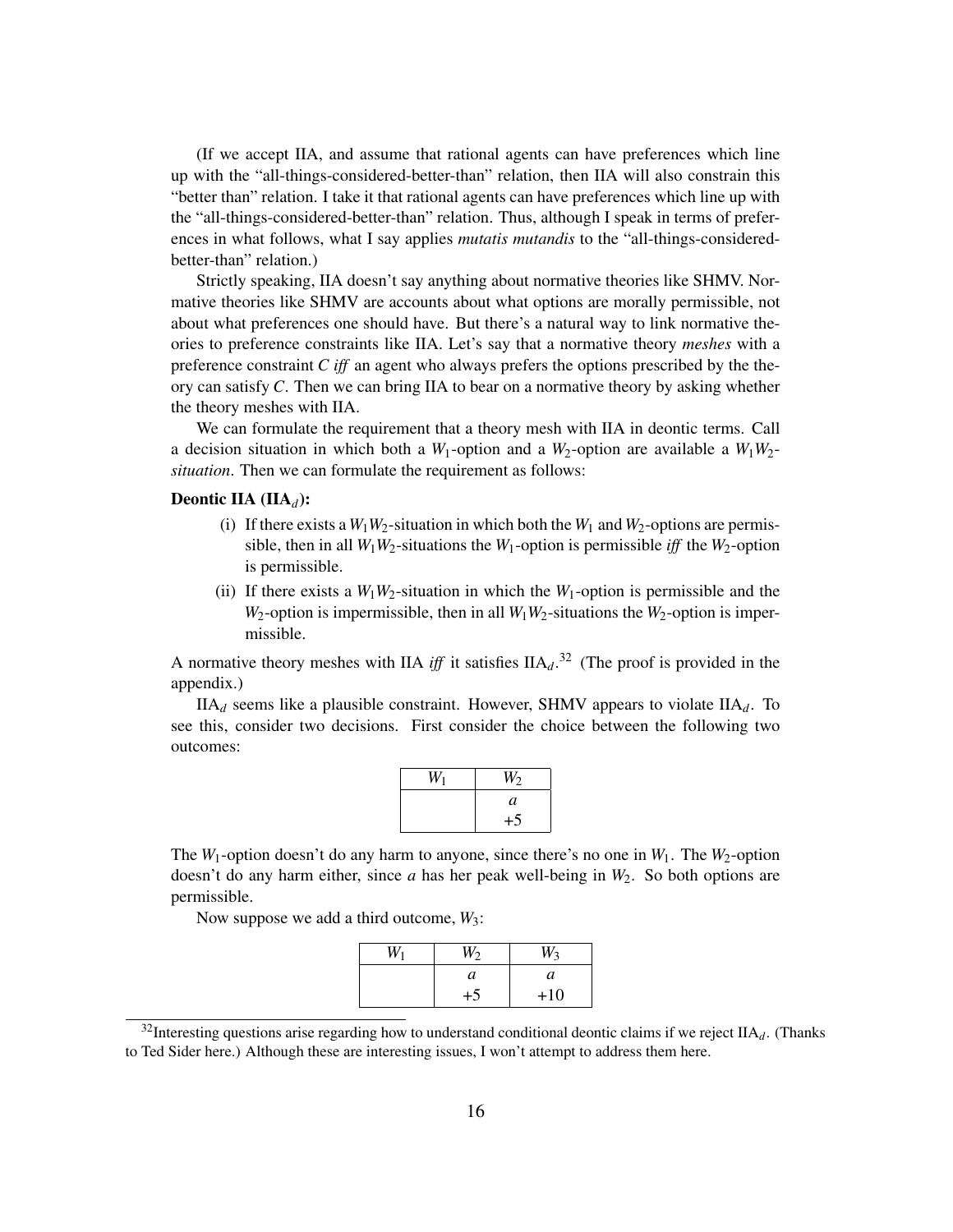(If we accept IIA, and assume that rational agents can have preferences which line up with the "all-things-considered-better-than" relation, then IIA will also constrain this "better than" relation. I take it that rational agents can have preferences which line up with the "all-things-considered-better-than" relation. Thus, although I speak in terms of preferences in what follows, what I say applies *mutatis mutandis* to the "all-things-considered-better-than" relation.)

Strictly speaking, IIA doesn't say anything about normative theories like SHMV. Normative theories like SHMV are accounts about what options are morally permissible, not about what preferences one should have. But there's a natural way to link normative theories to preference constraints like IIA. Let's say that a normative theory *meshes* with a preference constraint *C iff* an agent who always prefers the options prescribed by the theory can satisfy *C*. Then we can bring IIA to bear on a normative theory by asking whether the theory meshes with IIA.

We can formulate the requirement that a theory mesh with IIA in deontic terms. Call a decision situation in which both a $W_1$-option and a $W_2$-option are available a *$W_1W_2$-situation*. Then we can formulate the requirement as follows:

**Deontic IIA ($\mathrm{IIA}_d$):**

(i) If there exists a $W_1W_2$-situation in which both the $W_1$ and $W_2$-options are permissible, then in all $W_1W_2$-situations the $W_1$-option is permissible *iff* the $W_2$-option is permissible.

(ii) If there exists a $W_1W_2$-situation in which the $W_1$-option is permissible and the $W_2$-option is impermissible, then in all $W_1W_2$-situations the $W_2$-option is impermissible.

A normative theory meshes with IIA *iff* it satisfies $\mathrm{IIA}_d$.[32] (The proof is provided in the appendix.)

$\mathrm{IIA}_d$ seems like a plausible constraint. However, SHMV appears to violate $\mathrm{IIA}_d$. To see this, consider two decisions. First consider the choice between the following two outcomes:

| $W_1$ | $W_2$ |
|---|---|
| | *a* |
| | +5 |

The $W_1$-option doesn't do any harm to anyone, since there's no one in $W_1$. The $W_2$-option doesn't do any harm either, since *a* has her peak well-being in $W_2$. So both options are permissible.

Now suppose we add a third outcome, $W_3$:

| $W_1$ | $W_2$ | $W_3$ |
|---|---|---|
| | *a* | *a* |
| | +5 | +10 |

[32] Interesting questions arise regarding how to understand conditional deontic claims if we reject $\mathrm{IIA}_d$. (Thanks to Ted Sider here.) Although these are interesting issues, I won't attempt to address them here.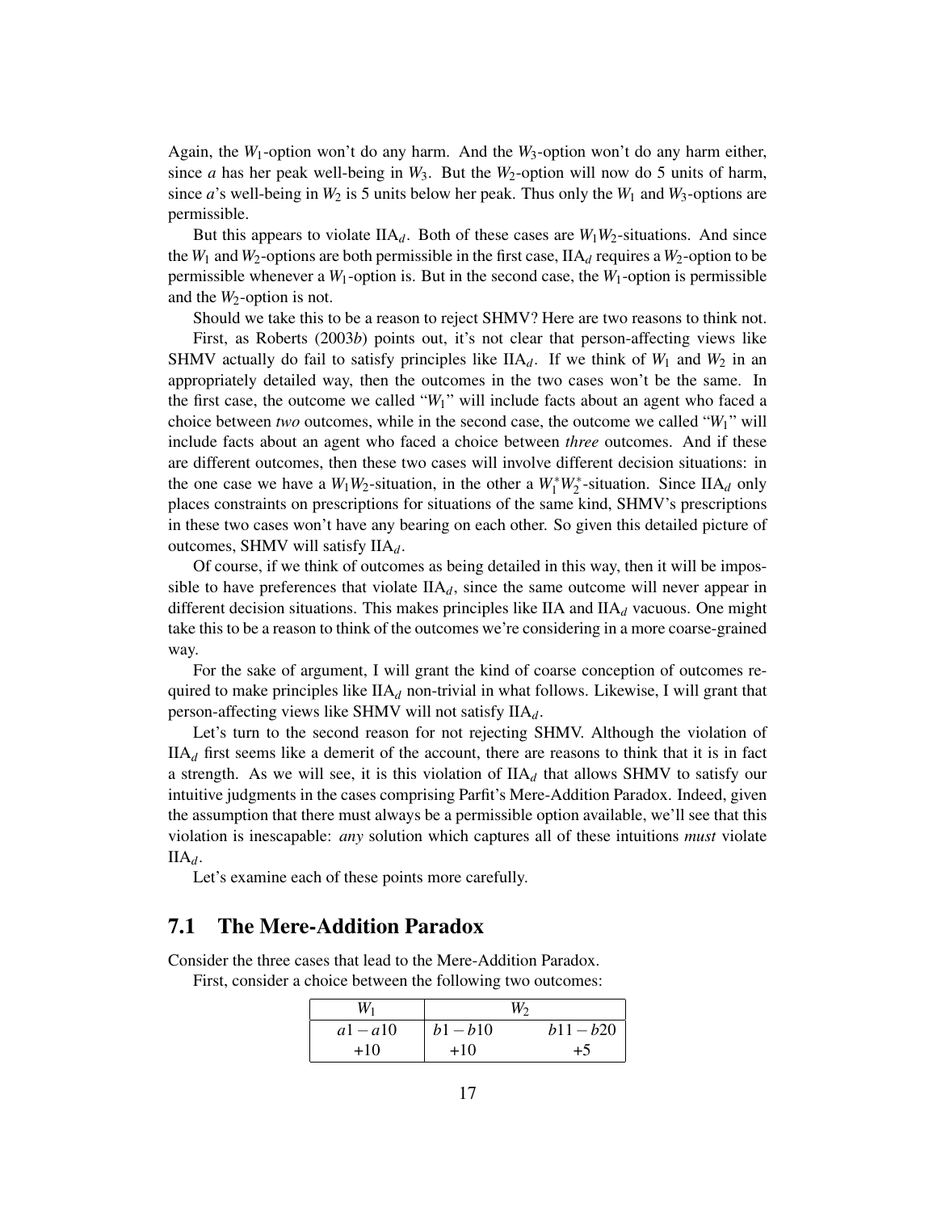Again, the $W_1$-option won't do any harm. And the $W_3$-option won't do any harm either, since $a$ has her peak well-being in $W_3$. But the $W_2$-option will now do 5 units of harm, since $a$'s well-being in $W_2$ is 5 units below her peak. Thus only the $W_1$ and $W_3$-options are permissible.

But this appears to violate $\text{IIA}_d$. Both of these cases are $W_1W_2$-situations. And since the $W_1$ and $W_2$-options are both permissible in the first case, $\text{IIA}_d$ requires a $W_2$-option to be permissible whenever a $W_1$-option is. But in the second case, the $W_1$-option is permissible and the $W_2$-option is not.

Should we take this to be a reason to reject SHMV? Here are two reasons to think not.

First, as Roberts (2003*b*) points out, it's not clear that person-affecting views like SHMV actually do fail to satisfy principles like $\text{IIA}_d$. If we think of $W_1$ and $W_2$ in an appropriately detailed way, then the outcomes in the two cases won't be the same. In the first case, the outcome we called "$W_1$" will include facts about an agent who faced a choice between *two* outcomes, while in the second case, the outcome we called "$W_1$" will include facts about an agent who faced a choice between *three* outcomes. And if these are different outcomes, then these two cases will involve different decision situations: in the one case we have a $W_1W_2$-situation, in the other a $W_1^*W_2^*$-situation. Since $\text{IIA}_d$ only places constraints on prescriptions for situations of the same kind, SHMV's prescriptions in these two cases won't have any bearing on each other. So given this detailed picture of outcomes, SHMV will satisfy $\text{IIA}_d$.

Of course, if we think of outcomes as being detailed in this way, then it will be impossible to have preferences that violate $\text{IIA}_d$, since the same outcome will never appear in different decision situations. This makes principles like IIA and $\text{IIA}_d$ vacuous. One might take this to be a reason to think of the outcomes we're considering in a more coarse-grained way.

For the sake of argument, I will grant the kind of coarse conception of outcomes required to make principles like $\text{IIA}_d$ non-trivial in what follows. Likewise, I will grant that person-affecting views like SHMV will not satisfy $\text{IIA}_d$.

Let's turn to the second reason for not rejecting SHMV. Although the violation of $\text{IIA}_d$ first seems like a demerit of the account, there are reasons to think that it is in fact a strength. As we will see, it is this violation of $\text{IIA}_d$ that allows SHMV to satisfy our intuitive judgments in the cases comprising Parfit's Mere-Addition Paradox. Indeed, given the assumption that there must always be a permissible option available, we'll see that this violation is inescapable: *any* solution which captures all of these intuitions *must* violate $\text{IIA}_d$.

Let's examine each of these points more carefully.

## 7.1 The Mere-Addition Paradox

Consider the three cases that lead to the Mere-Addition Paradox.

First, consider a choice between the following two outcomes:

| $W_1$ | $W_2$ | |
|---|---|---|
| $a1-a10$ | $b1-b10$ | $b11-b20$ |
| +10 | +10 | +5 |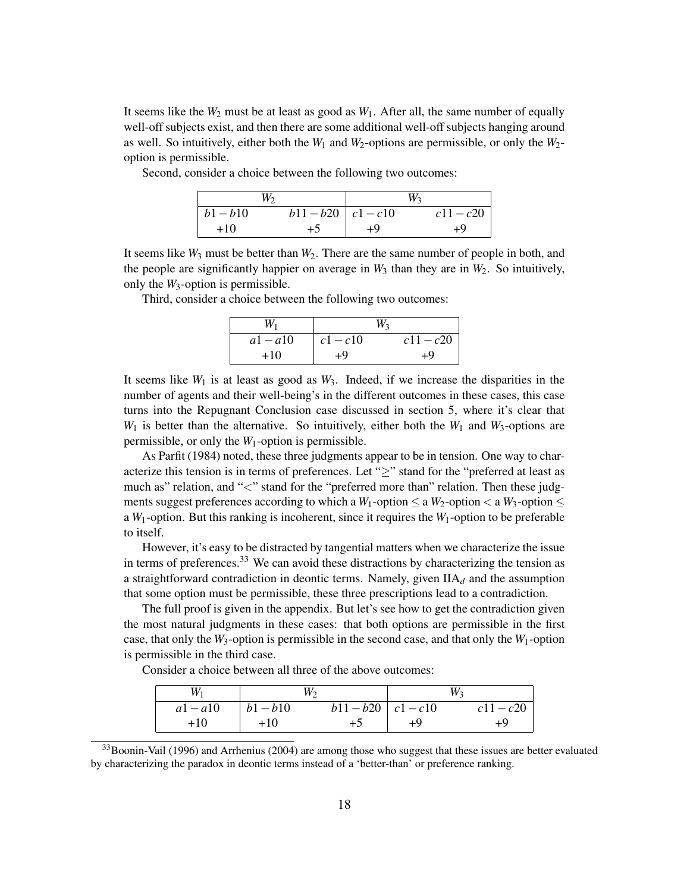It seems like the $W_2$ must be at least as good as $W_1$. After all, the same number of equally well-off subjects exist, and then there are some additional well-off subjects hanging around as well. So intuitively, either both the $W_1$ and $W_2$-options are permissible, or only the $W_2$-option is permissible.

Second, consider a choice between the following two outcomes:

| $W_2$ | | $W_3$ | |
|---|---|---|---|
| $b1-b10$ | $b11-b20$ | $c1-c10$ | $c11-c20$ |
| +10 | +5 | +9 | +9 |

It seems like $W_3$ must be better than $W_2$. There are the same number of people in both, and the people are significantly happier on average in $W_3$ than they are in $W_2$. So intuitively, only the $W_3$-option is permissible.

Third, consider a choice between the following two outcomes:

| $W_1$ | $W_3$ | |
|---|---|---|
| $a1-a10$ | $c1-c10$ | $c11-c20$ |
| +10 | +9 | +9 |

It seems like $W_1$ is at least as good as $W_3$. Indeed, if we increase the disparities in the number of agents and their well-being's in the different outcomes in these cases, this case turns into the Repugnant Conclusion case discussed in section 5, where it's clear that $W_1$ is better than the alternative. So intuitively, either both the $W_1$ and $W_3$-options are permissible, or only the $W_1$-option is permissible.

As Parfit (1984) noted, these three judgments appear to be in tension. One way to characterize this tension is in terms of preferences. Let "$\geq$" stand for the "preferred at least as much as" relation, and "$<$" stand for the "preferred more than" relation. Then these judgments suggest preferences according to which a $W_1$-option $\leq$ a $W_2$-option $<$ a $W_3$-option $\leq$ a $W_1$-option. But this ranking is incoherent, since it requires the $W_1$-option to be preferable to itself.

However, it's easy to be distracted by tangential matters when we characterize the issue in terms of preferences.[33] We can avoid these distractions by characterizing the tension as a straightforward contradiction in deontic terms. Namely, given $\text{IIA}_d$ and the assumption that some option must be permissible, these three prescriptions lead to a contradiction.

The full proof is given in the appendix. But let's see how to get the contradiction given the most natural judgments in these cases: that both options are permissible in the first case, that only the $W_3$-option is permissible in the second case, and that only the $W_1$-option is permissible in the third case.

Consider a choice between all three of the above outcomes:

| $W_1$ | $W_2$ | | $W_3$ | |
|---|---|---|---|---|
| $a1-a10$ | $b1-b10$ | $b11-b20$ | $c1-c10$ | $c11-c20$ |
| +10 | +10 | +5 | +9 | +9 |

[33] Boonin-Vail (1996) and Arrhenius (2004) are among those who suggest that these issues are better evaluated by characterizing the paradox in deontic terms instead of a 'better-than' or preference ranking.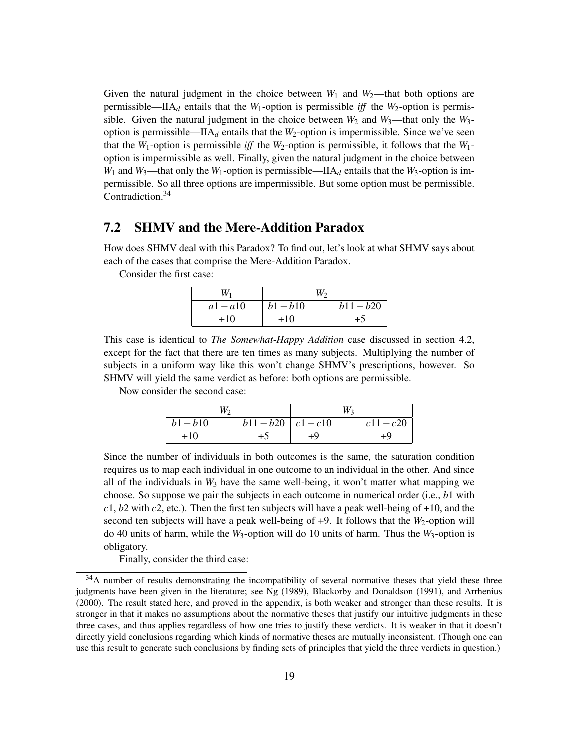Given the natural judgment in the choice between $W_1$ and $W_2$—that both options are permissible—$\text{IIA}_d$ entails that the $W_1$-option is permissible *iff* the $W_2$-option is permissible. Given the natural judgment in the choice between $W_2$ and $W_3$—that only the $W_3$-option is permissible—$\text{IIA}_d$ entails that the $W_2$-option is impermissible. Since we've seen that the $W_1$-option is permissible *iff* the $W_2$-option is permissible, it follows that the $W_1$-option is impermissible as well. Finally, given the natural judgment in the choice between $W_1$ and $W_3$—that only the $W_1$-option is permissible—$\text{IIA}_d$ entails that the $W_3$-option is impermissible. So all three options are impermissible. But some option must be permissible. Contradiction.[34]

## 7.2 SHMV and the Mere-Addition Paradox

How does SHMV deal with this Paradox? To find out, let's look at what SHMV says about each of the cases that comprise the Mere-Addition Paradox.

Consider the first case:

| $W_1$ | $W_2$ | |
|---|---|---|
| $a1-a10$ | $b1-b10$ | $b11-b20$ |
| +10 | +10 | +5 |

This case is identical to *The Somewhat-Happy Addition* case discussed in section 4.2, except for the fact that there are ten times as many subjects. Multiplying the number of subjects in a uniform way like this won't change SHMV's prescriptions, however. So SHMV will yield the same verdict as before: both options are permissible.

Now consider the second case:

| $W_2$ | | $W_3$ | |
|---|---|---|---|
| $b1-b10$ | $b11-b20$ | $c1-c10$ | $c11-c20$ |
| +10 | +5 | +9 | +9 |

Since the number of individuals in both outcomes is the same, the saturation condition requires us to map each individual in one outcome to an individual in the other. And since all of the individuals in $W_3$ have the same well-being, it won't matter what mapping we choose. So suppose we pair the subjects in each outcome in numerical order (i.e., $b1$ with $c1$, $b2$ with $c2$, etc.). Then the first ten subjects will have a peak well-being of +10, and the second ten subjects will have a peak well-being of +9. It follows that the $W_2$-option will do 40 units of harm, while the $W_3$-option will do 10 units of harm. Thus the $W_3$-option is obligatory.

Finally, consider the third case:

[34] A number of results demonstrating the incompatibility of several normative theses that yield these three judgments have been given in the literature; see Ng (1989), Blackorby and Donaldson (1991), and Arrhenius (2000). The result stated here, and proved in the appendix, is both weaker and stronger than these results. It is stronger in that it makes no assumptions about the normative theses that justify our intuitive judgments in these three cases, and thus applies regardless of how one tries to justify these verdicts. It is weaker in that it doesn't directly yield conclusions regarding which kinds of normative theses are mutually inconsistent. (Though one can use this result to generate such conclusions by finding sets of principles that yield the three verdicts in question.)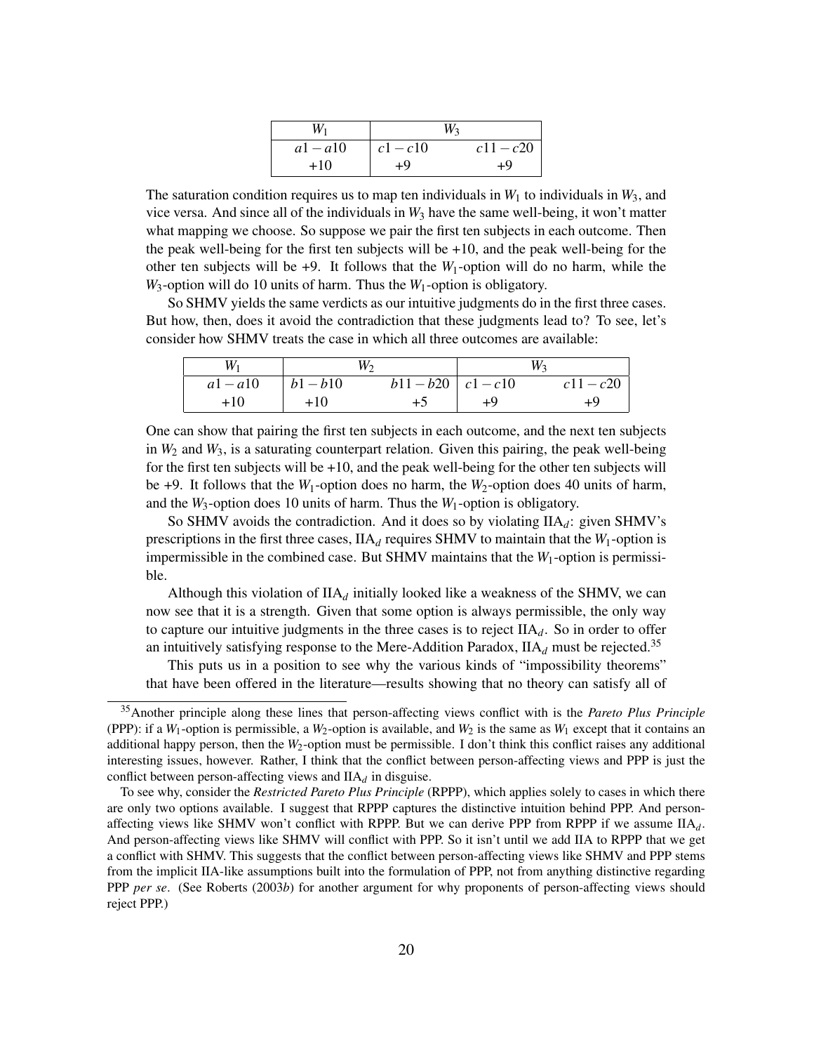| $W_1$ | $W_3$ | |
|---|---|---|
| $a1-a10$ | $c1-c10$ | $c11-c20$ |
| +10 | +9 | +9 |

The saturation condition requires us to map ten individuals in $W_1$ to individuals in $W_3$, and vice versa. And since all of the individuals in $W_3$ have the same well-being, it won't matter what mapping we choose. So suppose we pair the first ten subjects in each outcome. Then the peak well-being for the first ten subjects will be +10, and the peak well-being for the other ten subjects will be +9. It follows that the $W_1$-option will do no harm, while the $W_3$-option will do 10 units of harm. Thus the $W_1$-option is obligatory.

So SHMV yields the same verdicts as our intuitive judgments do in the first three cases. But how, then, does it avoid the contradiction that these judgments lead to? To see, let's consider how SHMV treats the case in which all three outcomes are available:

| $W_1$ | $W_2$ | | $W_3$ | |
|---|---|---|---|---|
| $a1-a10$ | $b1-b10$ | $b11-b20$ | $c1-c10$ | $c11-c20$ |
| +10 | +10 | +5 | +9 | +9 |

One can show that pairing the first ten subjects in each outcome, and the next ten subjects in $W_2$ and $W_3$, is a saturating counterpart relation. Given this pairing, the peak well-being for the first ten subjects will be +10, and the peak well-being for the other ten subjects will be +9. It follows that the $W_1$-option does no harm, the $W_2$-option does 40 units of harm, and the $W_3$-option does 10 units of harm. Thus the $W_1$-option is obligatory.

So SHMV avoids the contradiction. And it does so by violating $\text{IIA}_d$: given SHMV's prescriptions in the first three cases, $\text{IIA}_d$ requires SHMV to maintain that the $W_1$-option is impermissible in the combined case. But SHMV maintains that the $W_1$-option is permissible.

Although this violation of $\text{IIA}_d$ initially looked like a weakness of the SHMV, we can now see that it is a strength. Given that some option is always permissible, the only way to capture our intuitive judgments in the three cases is to reject $\text{IIA}_d$. So in order to offer an intuitively satisfying response to the Mere-Addition Paradox, $\text{IIA}_d$ must be rejected.[35]

This puts us in a position to see why the various kinds of "impossibility theorems" that have been offered in the literature—results showing that no theory can satisfy all of

[35] Another principle along these lines that person-affecting views conflict with is the *Pareto Plus Principle* (PPP): if a $W_1$-option is permissible, a $W_2$-option is available, and $W_2$ is the same as $W_1$ except that it contains an additional happy person, then the $W_2$-option must be permissible. I don't think this conflict raises any additional interesting issues, however. Rather, I think that the conflict between person-affecting views and PPP is just the conflict between person-affecting views and $\text{IIA}_d$ in disguise.

To see why, consider the *Restricted Pareto Plus Principle* (RPPP), which applies solely to cases in which there are only two options available. I suggest that RPPP captures the distinctive intuition behind PPP. And person-affecting views like SHMV won't conflict with RPPP. But we can derive PPP from RPPP if we assume $\text{IIA}_d$. And person-affecting views like SHMV will conflict with PPP. So it isn't until we add IIA to RPPP that we get a conflict with SHMV. This suggests that the conflict between person-affecting views like SHMV and PPP stems from the implicit IIA-like assumptions built into the formulation of PPP, not from anything distinctive regarding PPP *per se*. (See Roberts (2003*b*) for another argument for why proponents of person-affecting views should reject PPP.)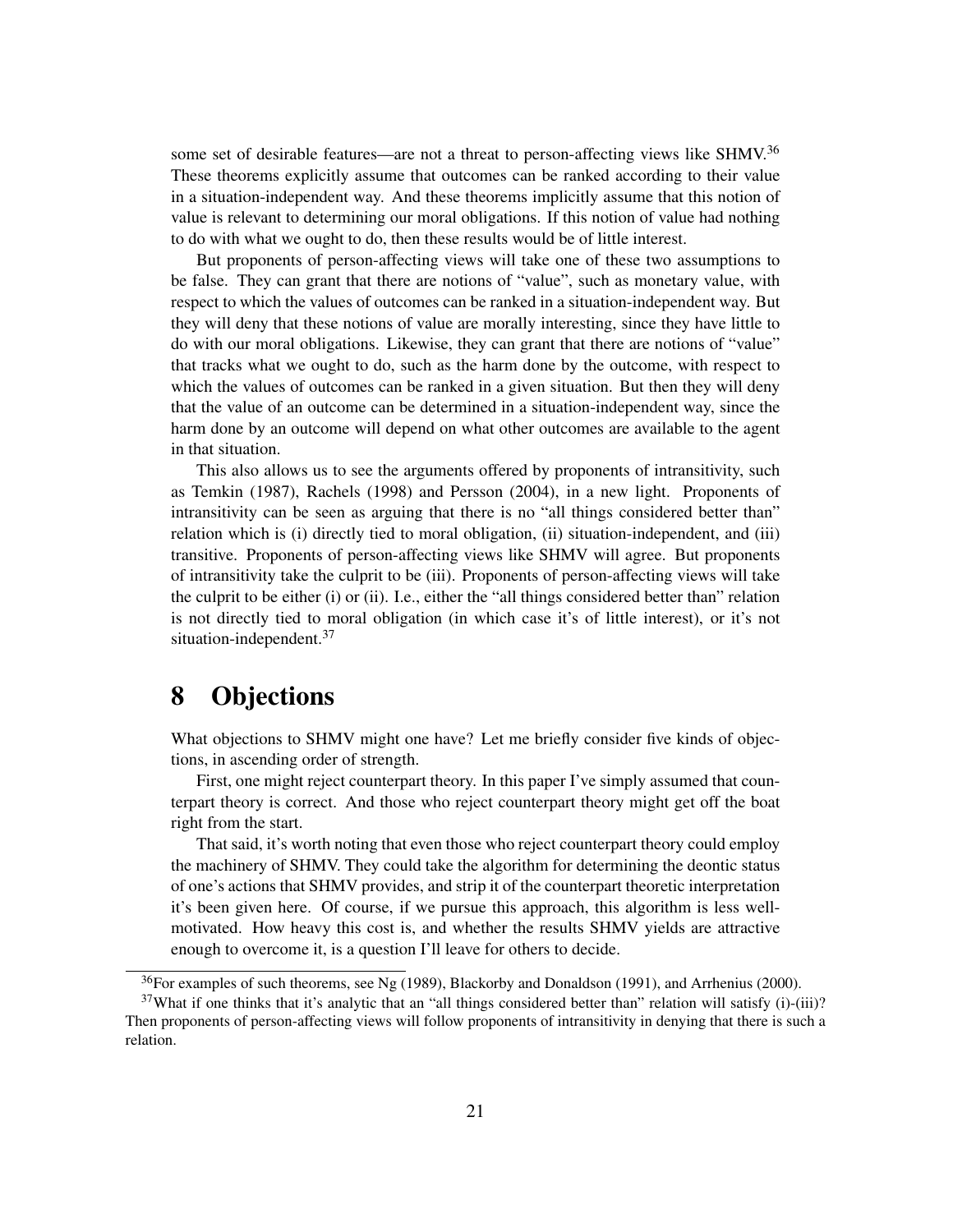some set of desirable features—are not a threat to person-affecting views like SHMV.[36] These theorems explicitly assume that outcomes can be ranked according to their value in a situation-independent way. And these theorems implicitly assume that this notion of value is relevant to determining our moral obligations. If this notion of value had nothing to do with what we ought to do, then these results would be of little interest.

But proponents of person-affecting views will take one of these two assumptions to be false. They can grant that there are notions of "value", such as monetary value, with respect to which the values of outcomes can be ranked in a situation-independent way. But they will deny that these notions of value are morally interesting, since they have little to do with our moral obligations. Likewise, they can grant that there are notions of "value" that tracks what we ought to do, such as the harm done by the outcome, with respect to which the values of outcomes can be ranked in a given situation. But then they will deny that the value of an outcome can be determined in a situation-independent way, since the harm done by an outcome will depend on what other outcomes are available to the agent in that situation.

This also allows us to see the arguments offered by proponents of intransitivity, such as Temkin (1987), Rachels (1998) and Persson (2004), in a new light. Proponents of intransitivity can be seen as arguing that there is no "all things considered better than" relation which is (i) directly tied to moral obligation, (ii) situation-independent, and (iii) transitive. Proponents of person-affecting views like SHMV will agree. But proponents of intransitivity take the culprit to be (iii). Proponents of person-affecting views will take the culprit to be either (i) or (ii). I.e., either the "all things considered better than" relation is not directly tied to moral obligation (in which case it's of little interest), or it's not situation-independent.[37]

# 8 Objections

What objections to SHMV might one have? Let me briefly consider five kinds of objections, in ascending order of strength.

First, one might reject counterpart theory. In this paper I've simply assumed that counterpart theory is correct. And those who reject counterpart theory might get off the boat right from the start.

That said, it's worth noting that even those who reject counterpart theory could employ the machinery of SHMV. They could take the algorithm for determining the deontic status of one's actions that SHMV provides, and strip it of the counterpart theoretic interpretation it's been given here. Of course, if we pursue this approach, this algorithm is less well-motivated. How heavy this cost is, and whether the results SHMV yields are attractive enough to overcome it, is a question I'll leave for others to decide.

[36] For examples of such theorems, see Ng (1989), Blackorby and Donaldson (1991), and Arrhenius (2000).

[37] What if one thinks that it's analytic that an "all things considered better than" relation will satisfy (i)-(iii)? Then proponents of person-affecting views will follow proponents of intransitivity in denying that there is such a relation.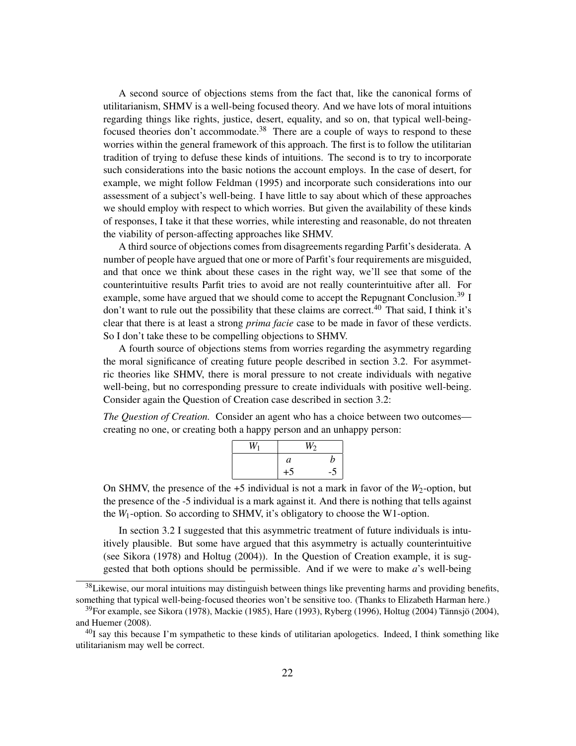A second source of objections stems from the fact that, like the canonical forms of utilitarianism, SHMV is a well-being focused theory. And we have lots of moral intuitions regarding things like rights, justice, desert, equality, and so on, that typical well-being-focused theories don't accommodate.[38] There are a couple of ways to respond to these worries within the general framework of this approach. The first is to follow the utilitarian tradition of trying to defuse these kinds of intuitions. The second is to try to incorporate such considerations into the basic notions the account employs. In the case of desert, for example, we might follow Feldman (1995) and incorporate such considerations into our assessment of a subject's well-being. I have little to say about which of these approaches we should employ with respect to which worries. But given the availability of these kinds of responses, I take it that these worries, while interesting and reasonable, do not threaten the viability of person-affecting approaches like SHMV.

A third source of objections comes from disagreements regarding Parfit's desiderata. A number of people have argued that one or more of Parfit's four requirements are misguided, and that once we think about these cases in the right way, we'll see that some of the counterintuitive results Parfit tries to avoid are not really counterintuitive after all. For example, some have argued that we should come to accept the Repugnant Conclusion.[39] I don't want to rule out the possibility that these claims are correct.[40] That said, I think it's clear that there is at least a strong *prima facie* case to be made in favor of these verdicts. So I don't take these to be compelling objections to SHMV.

A fourth source of objections stems from worries regarding the asymmetry regarding the moral significance of creating future people described in section 3.2. For asymmetric theories like SHMV, there is moral pressure to not create individuals with negative well-being, but no corresponding pressure to create individuals with positive well-being. Consider again the Question of Creation case described in section 3.2:

*The Question of Creation.* Consider an agent who has a choice between two outcomes—creating no one, or creating both a happy person and an unhappy person:

| $W_1$ | $W_2$ | |
|---|---|---|
| | $a$ | $b$ |
| | +5 | -5 |

On SHMV, the presence of the +5 individual is not a mark in favor of the $W_2$-option, but the presence of the -5 individual is a mark against it. And there is nothing that tells against the $W_1$-option. So according to SHMV, it's obligatory to choose the W1-option.

In section 3.2 I suggested that this asymmetric treatment of future individuals is intuitively plausible. But some have argued that this asymmetry is actually counterintuitive (see Sikora (1978) and Holtug (2004)). In the Question of Creation example, it is suggested that both options should be permissible. And if we were to make $a$'s well-being

[38] Likewise, our moral intuitions may distinguish between things like preventing harms and providing benefits, something that typical well-being-focused theories won't be sensitive too. (Thanks to Elizabeth Harman here.)

[39] For example, see Sikora (1978), Mackie (1985), Hare (1993), Ryberg (1996), Holtug (2004) Tännsjö (2004), and Huemer (2008).

[40] I say this because I'm sympathetic to these kinds of utilitarian apologetics. Indeed, I think something like utilitarianism may well be correct.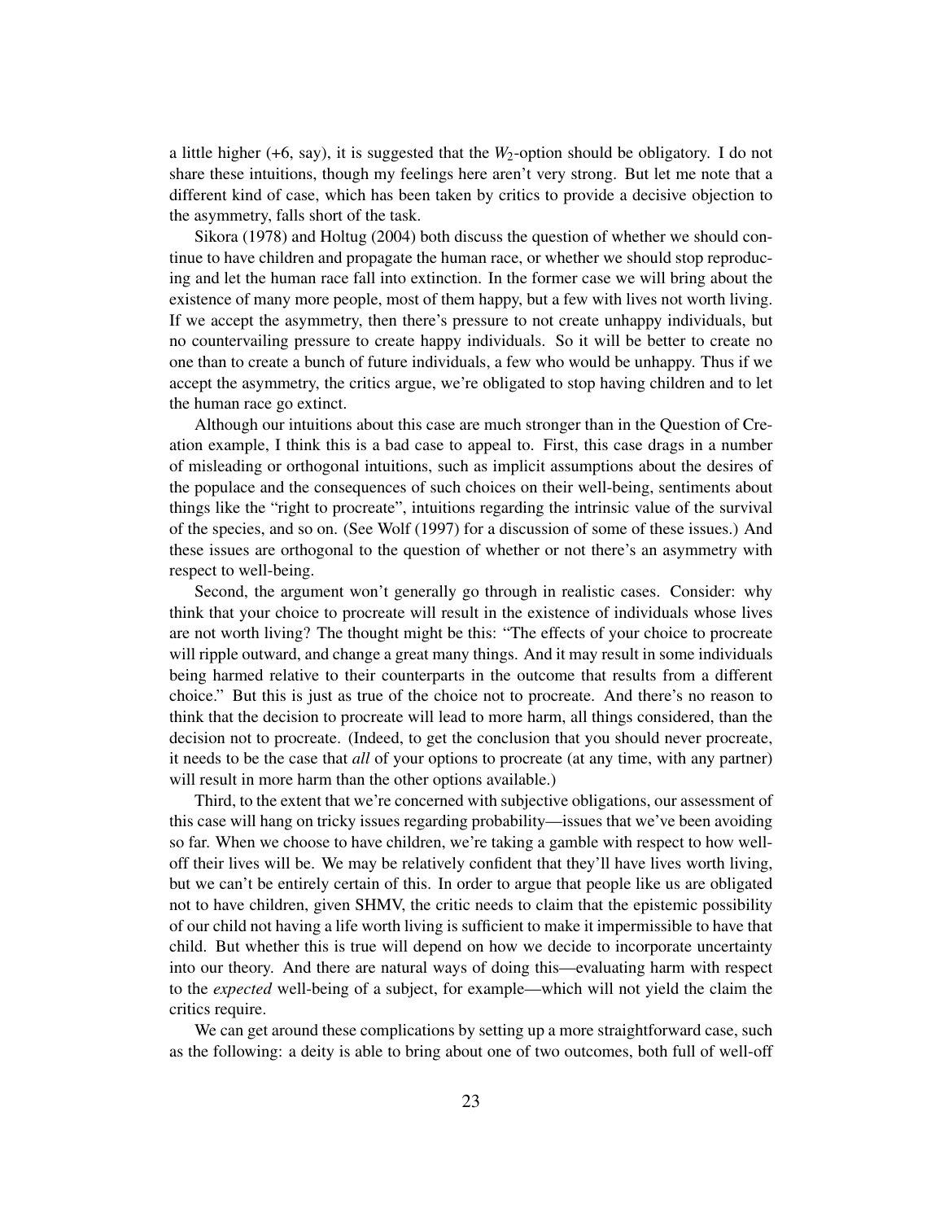a little higher (+6, say), it is suggested that the $W_2$-option should be obligatory. I do not share these intuitions, though my feelings here aren't very strong. But let me note that a different kind of case, which has been taken by critics to provide a decisive objection to the asymmetry, falls short of the task.

Sikora (1978) and Holtug (2004) both discuss the question of whether we should continue to have children and propagate the human race, or whether we should stop reproducing and let the human race fall into extinction. In the former case we will bring about the existence of many more people, most of them happy, but a few with lives not worth living. If we accept the asymmetry, then there's pressure to not create unhappy individuals, but no countervailing pressure to create happy individuals. So it will be better to create no one than to create a bunch of future individuals, a few who would be unhappy. Thus if we accept the asymmetry, the critics argue, we're obligated to stop having children and to let the human race go extinct.

Although our intuitions about this case are much stronger than in the Question of Creation example, I think this is a bad case to appeal to. First, this case drags in a number of misleading or orthogonal intuitions, such as implicit assumptions about the desires of the populace and the consequences of such choices on their well-being, sentiments about things like the "right to procreate", intuitions regarding the intrinsic value of the survival of the species, and so on. (See Wolf (1997) for a discussion of some of these issues.) And these issues are orthogonal to the question of whether or not there's an asymmetry with respect to well-being.

Second, the argument won't generally go through in realistic cases. Consider: why think that your choice to procreate will result in the existence of individuals whose lives are not worth living? The thought might be this: "The effects of your choice to procreate will ripple outward, and change a great many things. And it may result in some individuals being harmed relative to their counterparts in the outcome that results from a different choice." But this is just as true of the choice not to procreate. And there's no reason to think that the decision to procreate will lead to more harm, all things considered, than the decision not to procreate. (Indeed, to get the conclusion that you should never procreate, it needs to be the case that *all* of your options to procreate (at any time, with any partner) will result in more harm than the other options available.)

Third, to the extent that we're concerned with subjective obligations, our assessment of this case will hang on tricky issues regarding probability—issues that we've been avoiding so far. When we choose to have children, we're taking a gamble with respect to how well-off their lives will be. We may be relatively confident that they'll have lives worth living, but we can't be entirely certain of this. In order to argue that people like us are obligated not to have children, given SHMV, the critic needs to claim that the epistemic possibility of our child not having a life worth living is sufficient to make it impermissible to have that child. But whether this is true will depend on how we decide to incorporate uncertainty into our theory. And there are natural ways of doing this—evaluating harm with respect to the *expected* well-being of a subject, for example—which will not yield the claim the critics require.

We can get around these complications by setting up a more straightforward case, such as the following: a deity is able to bring about one of two outcomes, both full of well-off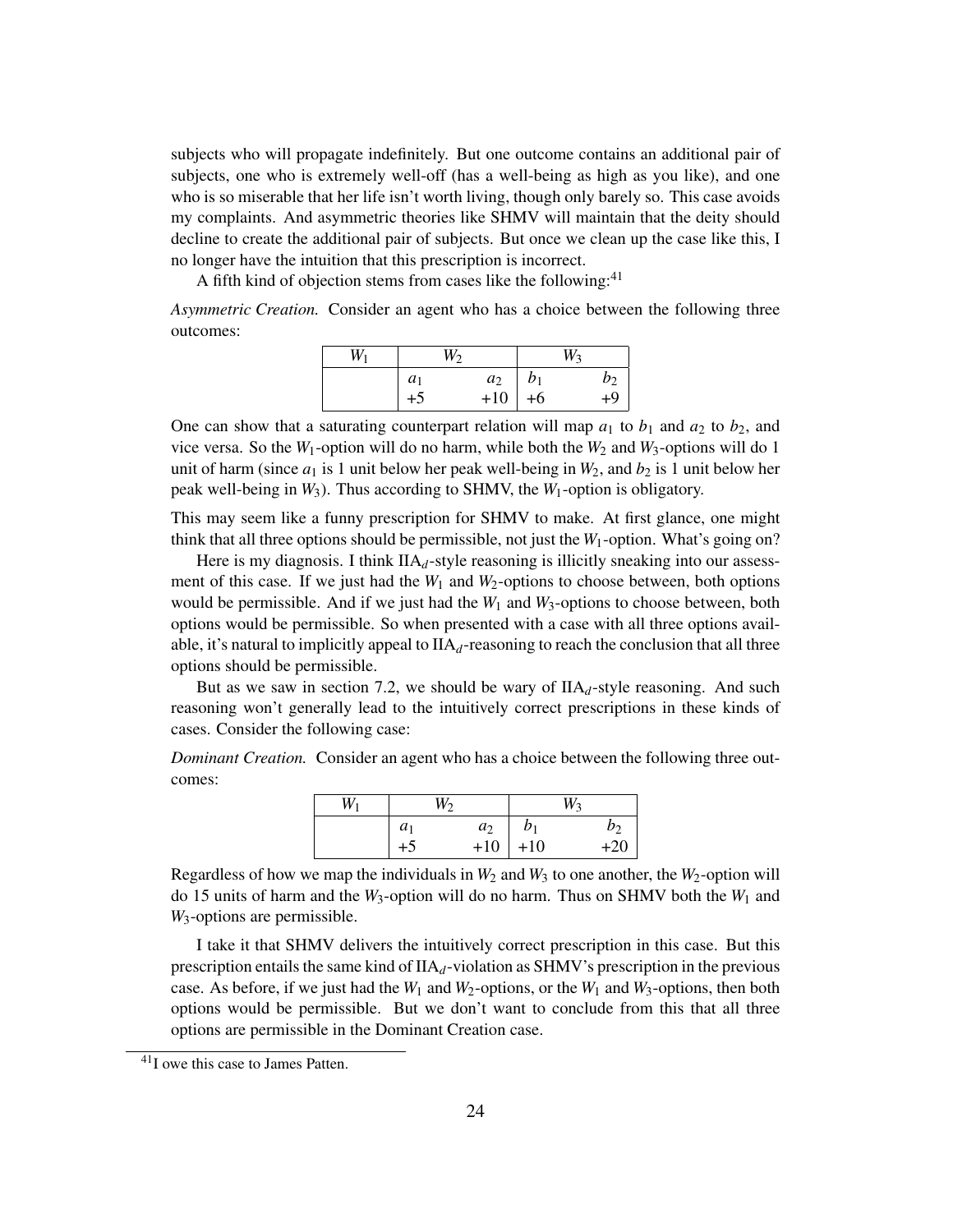subjects who will propagate indefinitely. But one outcome contains an additional pair of subjects, one who is extremely well-off (has a well-being as high as you like), and one who is so miserable that her life isn't worth living, though only barely so. This case avoids my complaints. And asymmetric theories like SHMV will maintain that the deity should decline to create the additional pair of subjects. But once we clean up the case like this, I no longer have the intuition that this prescription is incorrect.

A fifth kind of objection stems from cases like the following:[41]

*Asymmetric Creation.* Consider an agent who has a choice between the following three outcomes:

| $W_1$ | $W_2$ | | $W_3$ | |
|---|---|---|---|---|
| | $a_1$ | $a_2$ | $b_1$ | $b_2$ |
| | +5 | +10 | +6 | +9 |

One can show that a saturating counterpart relation will map $a_1$ to $b_1$ and $a_2$ to $b_2$, and vice versa. So the $W_1$-option will do no harm, while both the $W_2$ and $W_3$-options will do 1 unit of harm (since $a_1$ is 1 unit below her peak well-being in $W_2$, and $b_2$ is 1 unit below her peak well-being in $W_3$). Thus according to SHMV, the $W_1$-option is obligatory.

This may seem like a funny prescription for SHMV to make. At first glance, one might think that all three options should be permissible, not just the $W_1$-option. What's going on?

Here is my diagnosis. I think $\text{IIA}_d$-style reasoning is illicitly sneaking into our assessment of this case. If we just had the $W_1$ and $W_2$-options to choose between, both options would be permissible. And if we just had the $W_1$ and $W_3$-options to choose between, both options would be permissible. So when presented with a case with all three options available, it's natural to implicitly appeal to $\text{IIA}_d$-reasoning to reach the conclusion that all three options should be permissible.

But as we saw in section 7.2, we should be wary of $\text{IIA}_d$-style reasoning. And such reasoning won't generally lead to the intuitively correct prescriptions in these kinds of cases. Consider the following case:

*Dominant Creation.* Consider an agent who has a choice between the following three outcomes:

| $W_1$ | $W_2$ | | $W_3$ | |
|---|---|---|---|---|
| | $a_1$ | $a_2$ | $b_1$ | $b_2$ |
| | +5 | +10 | +10 | +20 |

Regardless of how we map the individuals in $W_2$ and $W_3$ to one another, the $W_2$-option will do 15 units of harm and the $W_3$-option will do no harm. Thus on SHMV both the $W_1$ and $W_3$-options are permissible.

I take it that SHMV delivers the intuitively correct prescription in this case. But this prescription entails the same kind of $\text{IIA}_d$-violation as SHMV's prescription in the previous case. As before, if we just had the $W_1$ and $W_2$-options, or the $W_1$ and $W_3$-options, then both options would be permissible. But we don't want to conclude from this that all three options are permissible in the Dominant Creation case.

[41] I owe this case to James Patten.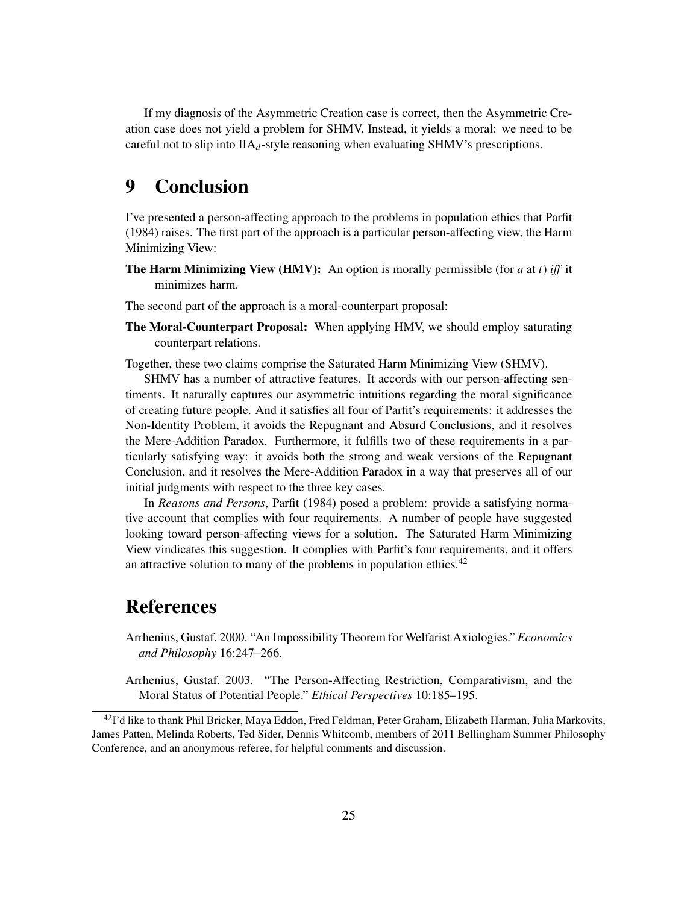If my diagnosis of the Asymmetric Creation case is correct, then the Asymmetric Creation case does not yield a problem for SHMV. Instead, it yields a moral: we need to be careful not to slip into $IIA_d$-style reasoning when evaluating SHMV's prescriptions.

# 9 Conclusion

I've presented a person-affecting approach to the problems in population ethics that Parfit (1984) raises. The first part of the approach is a particular person-affecting view, the Harm Minimizing View:

**The Harm Minimizing View (HMV):** An option is morally permissible (for *a* at *t*) *iff* it minimizes harm.

The second part of the approach is a moral-counterpart proposal:

**The Moral-Counterpart Proposal:** When applying HMV, we should employ saturating counterpart relations.

Together, these two claims comprise the Saturated Harm Minimizing View (SHMV).

SHMV has a number of attractive features. It accords with our person-affecting sentiments. It naturally captures our asymmetric intuitions regarding the moral significance of creating future people. And it satisfies all four of Parfit's requirements: it addresses the Non-Identity Problem, it avoids the Repugnant and Absurd Conclusions, and it resolves the Mere-Addition Paradox. Furthermore, it fulfills two of these requirements in a particularly satisfying way: it avoids both the strong and weak versions of the Repugnant Conclusion, and it resolves the Mere-Addition Paradox in a way that preserves all of our initial judgments with respect to the three key cases.

In *Reasons and Persons*, Parfit (1984) posed a problem: provide a satisfying normative account that complies with four requirements. A number of people have suggested looking toward person-affecting views for a solution. The Saturated Harm Minimizing View vindicates this suggestion. It complies with Parfit's four requirements, and it offers an attractive solution to many of the problems in population ethics.[42]

# References

Arrhenius, Gustaf. 2000. "An Impossibility Theorem for Welfarist Axiologies." *Economics and Philosophy* 16:247–266.

Arrhenius, Gustaf. 2003. "The Person-Affecting Restriction, Comparativism, and the Moral Status of Potential People." *Ethical Perspectives* 10:185–195.

[42] I'd like to thank Phil Bricker, Maya Eddon, Fred Feldman, Peter Graham, Elizabeth Harman, Julia Markovits, James Patten, Melinda Roberts, Ted Sider, Dennis Whitcomb, members of 2011 Bellingham Summer Philosophy Conference, and an anonymous referee, for helpful comments and discussion.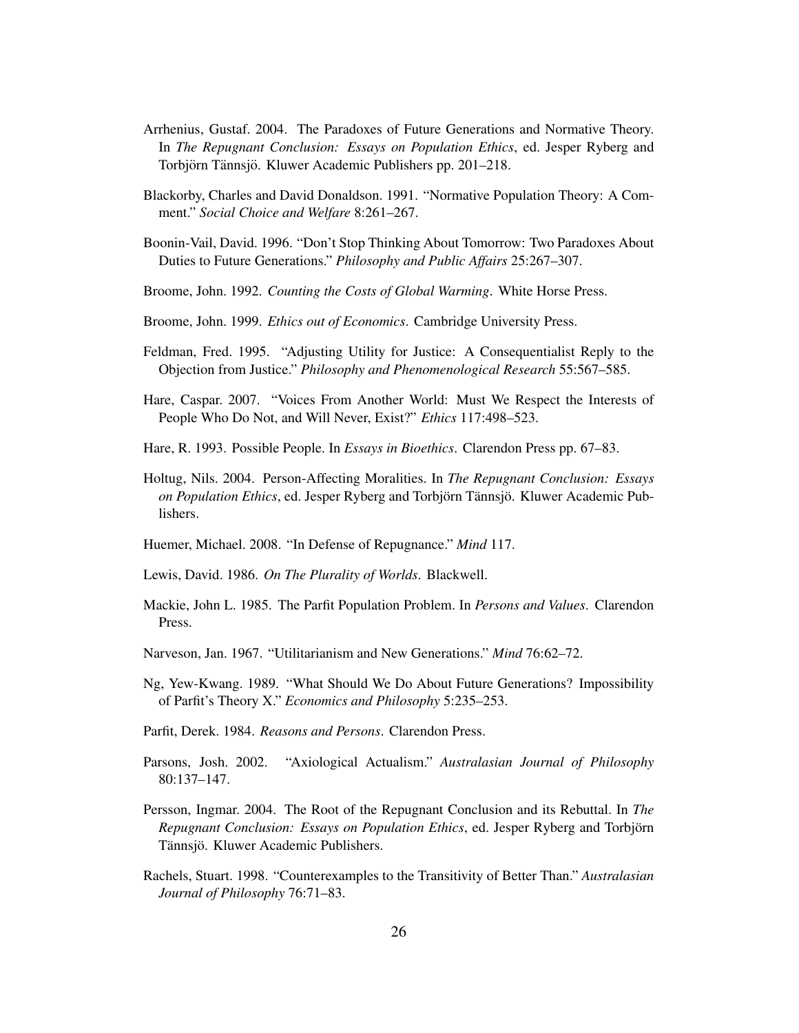Arrhenius, Gustaf. 2004. The Paradoxes of Future Generations and Normative Theory. In *The Repugnant Conclusion: Essays on Population Ethics*, ed. Jesper Ryberg and Torbjörn Tännsjö. Kluwer Academic Publishers pp. 201–218.

Blackorby, Charles and David Donaldson. 1991. "Normative Population Theory: A Comment." *Social Choice and Welfare* 8:261–267.

Boonin-Vail, David. 1996. "Don't Stop Thinking About Tomorrow: Two Paradoxes About Duties to Future Generations." *Philosophy and Public Affairs* 25:267–307.

Broome, John. 1992. *Counting the Costs of Global Warming*. White Horse Press.

Broome, John. 1999. *Ethics out of Economics*. Cambridge University Press.

Feldman, Fred. 1995. "Adjusting Utility for Justice: A Consequentialist Reply to the Objection from Justice." *Philosophy and Phenomenological Research* 55:567–585.

Hare, Caspar. 2007. "Voices From Another World: Must We Respect the Interests of People Who Do Not, and Will Never, Exist?" *Ethics* 117:498–523.

Hare, R. 1993. Possible People. In *Essays in Bioethics*. Clarendon Press pp. 67–83.

Holtug, Nils. 2004. Person-Affecting Moralities. In *The Repugnant Conclusion: Essays on Population Ethics*, ed. Jesper Ryberg and Torbjörn Tännsjö. Kluwer Academic Publishers.

Huemer, Michael. 2008. "In Defense of Repugnance." *Mind* 117.

Lewis, David. 1986. *On The Plurality of Worlds*. Blackwell.

Mackie, John L. 1985. The Parfit Population Problem. In *Persons and Values*. Clarendon Press.

Narveson, Jan. 1967. "Utilitarianism and New Generations." *Mind* 76:62–72.

Ng, Yew-Kwang. 1989. "What Should We Do About Future Generations? Impossibility of Parfit's Theory X." *Economics and Philosophy* 5:235–253.

Parfit, Derek. 1984. *Reasons and Persons*. Clarendon Press.

Parsons, Josh. 2002. "Axiological Actualism." *Australasian Journal of Philosophy* 80:137–147.

Persson, Ingmar. 2004. The Root of the Repugnant Conclusion and its Rebuttal. In *The Repugnant Conclusion: Essays on Population Ethics*, ed. Jesper Ryberg and Torbjörn Tännsjö. Kluwer Academic Publishers.

Rachels, Stuart. 1998. "Counterexamples to the Transitivity of Better Than." *Australasian Journal of Philosophy* 76:71–83.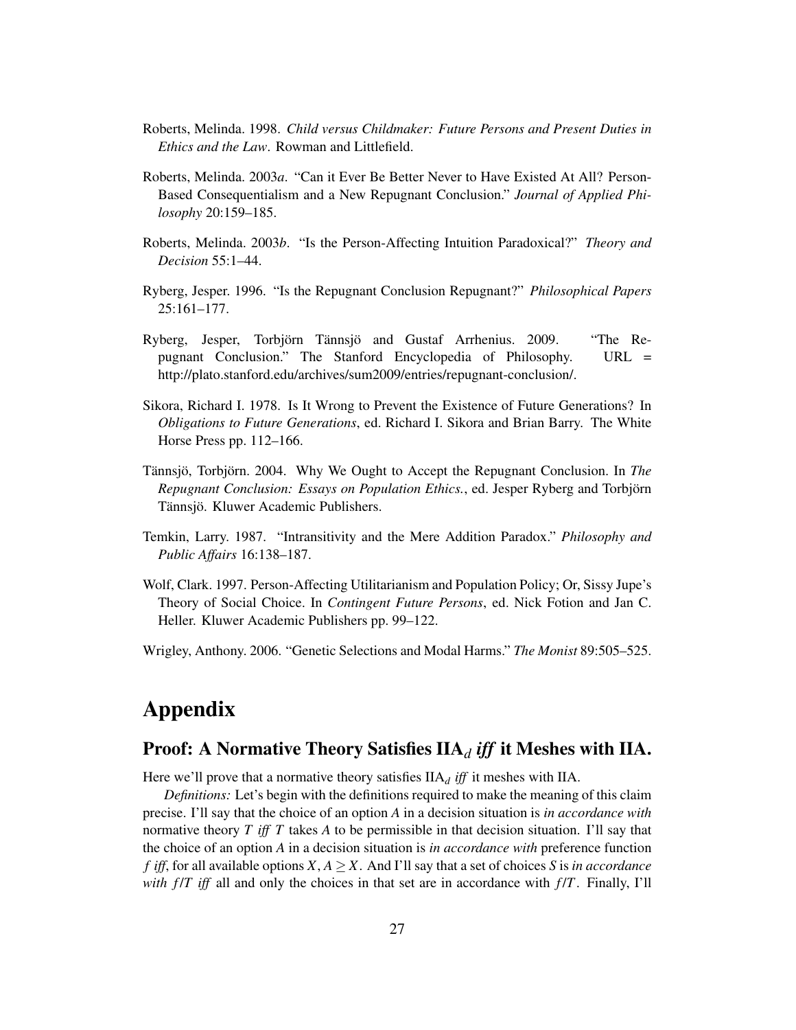Roberts, Melinda. 1998. *Child versus Childmaker: Future Persons and Present Duties in Ethics and the Law*. Rowman and Littlefield.

Roberts, Melinda. 2003*a*. "Can it Ever Be Better Never to Have Existed At All? Person-Based Consequentialism and a New Repugnant Conclusion." *Journal of Applied Philosophy* 20:159–185.

Roberts, Melinda. 2003*b*. "Is the Person-Affecting Intuition Paradoxical?" *Theory and Decision* 55:1–44.

Ryberg, Jesper. 1996. "Is the Repugnant Conclusion Repugnant?" *Philosophical Papers* 25:161–177.

Ryberg, Jesper, Torbjörn Tännsjö and Gustaf Arrhenius. 2009. "The Repugnant Conclusion." The Stanford Encyclopedia of Philosophy. URL = http://plato.stanford.edu/archives/sum2009/entries/repugnant-conclusion/.

Sikora, Richard I. 1978. Is It Wrong to Prevent the Existence of Future Generations? In *Obligations to Future Generations*, ed. Richard I. Sikora and Brian Barry. The White Horse Press pp. 112–166.

Tännsjö, Torbjörn. 2004. Why We Ought to Accept the Repugnant Conclusion. In *The Repugnant Conclusion: Essays on Population Ethics.*, ed. Jesper Ryberg and Torbjörn Tännsjö. Kluwer Academic Publishers.

Temkin, Larry. 1987. "Intransitivity and the Mere Addition Paradox." *Philosophy and Public Affairs* 16:138–187.

Wolf, Clark. 1997. Person-Affecting Utilitarianism and Population Policy; Or, Sissy Jupe's Theory of Social Choice. In *Contingent Future Persons*, ed. Nick Fotion and Jan C. Heller. Kluwer Academic Publishers pp. 99–122.

Wrigley, Anthony. 2006. "Genetic Selections and Modal Harms." *The Monist* 89:505–525.

# Appendix

## Proof: A Normative Theory Satisfies IIA$_d$ *iff* it Meshes with IIA.

Here we'll prove that a normative theory satisfies IIA$_d$ *iff* it meshes with IIA.

*Definitions:* Let's begin with the definitions required to make the meaning of this claim precise. I'll say that the choice of an option $A$ in a decision situation is *in accordance with* normative theory $T$ *iff* $T$ takes $A$ to be permissible in that decision situation. I'll say that the choice of an option $A$ in a decision situation is *in accordance with* preference function $f$ *iff*, for all available options $X$, $A \geq X$. And I'll say that a set of choices $S$ is *in accordance with* $f$/$T$ *iff* all and only the choices in that set are in accordance with $f$/$T$. Finally, I'll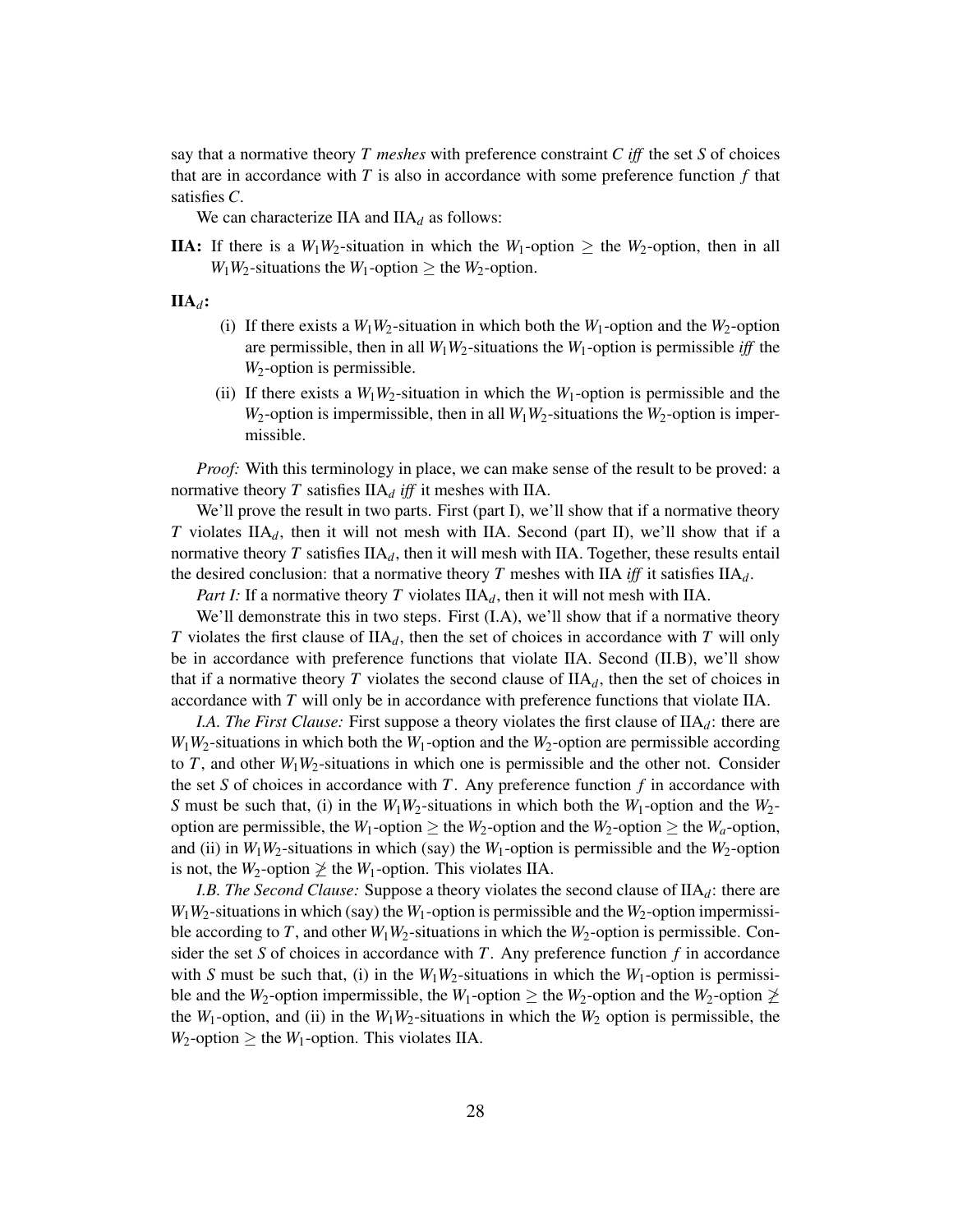say that a normative theory $T$ *meshes* with preference constraint $C$ *iff* the set $S$ of choices that are in accordance with $T$ is also in accordance with some preference function $f$ that satisfies $C$.

We can characterize IIA and $\text{IIA}_d$ as follows:

**IIA:** If there is a $W_1W_2$-situation in which the $W_1$-option $\geq$ the $W_2$-option, then in all $W_1W_2$-situations the $W_1$-option $\geq$ the $W_2$-option.

**$\text{IIA}_d$:**

(i) If there exists a $W_1W_2$-situation in which both the $W_1$-option and the $W_2$-option are permissible, then in all $W_1W_2$-situations the $W_1$-option is permissible *iff* the $W_2$-option is permissible.

(ii) If there exists a $W_1W_2$-situation in which the $W_1$-option is permissible and the $W_2$-option is impermissible, then in all $W_1W_2$-situations the $W_2$-option is impermissible.

*Proof:* With this terminology in place, we can make sense of the result to be proved: a normative theory $T$ satisfies $\text{IIA}_d$ *iff* it meshes with IIA.

We'll prove the result in two parts. First (part I), we'll show that if a normative theory $T$ violates $\text{IIA}_d$, then it will not mesh with IIA. Second (part II), we'll show that if a normative theory $T$ satisfies $\text{IIA}_d$, then it will mesh with IIA. Together, these results entail the desired conclusion: that a normative theory $T$ meshes with IIA *iff* it satisfies $\text{IIA}_d$.

*Part I:* If a normative theory $T$ violates $\text{IIA}_d$, then it will not mesh with IIA.

We'll demonstrate this in two steps. First (I.A), we'll show that if a normative theory $T$ violates the first clause of $\text{IIA}_d$, then the set of choices in accordance with $T$ will only be in accordance with preference functions that violate IIA. Second (II.B), we'll show that if a normative theory $T$ violates the second clause of $\text{IIA}_d$, then the set of choices in accordance with $T$ will only be in accordance with preference functions that violate IIA.

*I.A. The First Clause:* First suppose a theory violates the first clause of $\text{IIA}_d$: there are $W_1W_2$-situations in which both the $W_1$-option and the $W_2$-option are permissible according to $T$, and other $W_1W_2$-situations in which one is permissible and the other not. Consider the set $S$ of choices in accordance with $T$. Any preference function $f$ in accordance with $S$ must be such that, (i) in the $W_1W_2$-situations in which both the $W_1$-option and the $W_2$-option are permissible, the $W_1$-option $\geq$ the $W_2$-option and the $W_2$-option $\geq$ the $W_a$-option, and (ii) in $W_1W_2$-situations in which (say) the $W_1$-option is permissible and the $W_2$-option is not, the $W_2$-option $\ngeq$ the $W_1$-option. This violates IIA.

*I.B. The Second Clause:* Suppose a theory violates the second clause of $\text{IIA}_d$: there are $W_1W_2$-situations in which (say) the $W_1$-option is permissible and the $W_2$-option impermissible according to $T$, and other $W_1W_2$-situations in which the $W_2$-option is permissible. Consider the set $S$ of choices in accordance with $T$. Any preference function $f$ in accordance with $S$ must be such that, (i) in the $W_1W_2$-situations in which the $W_1$-option is permissible and the $W_2$-option impermissible, the $W_1$-option $\geq$ the $W_2$-option and the $W_2$-option $\ngeq$ the $W_1$-option, and (ii) in the $W_1W_2$-situations in which the $W_2$ option is permissible, the $W_2$-option $\geq$ the $W_1$-option. This violates IIA.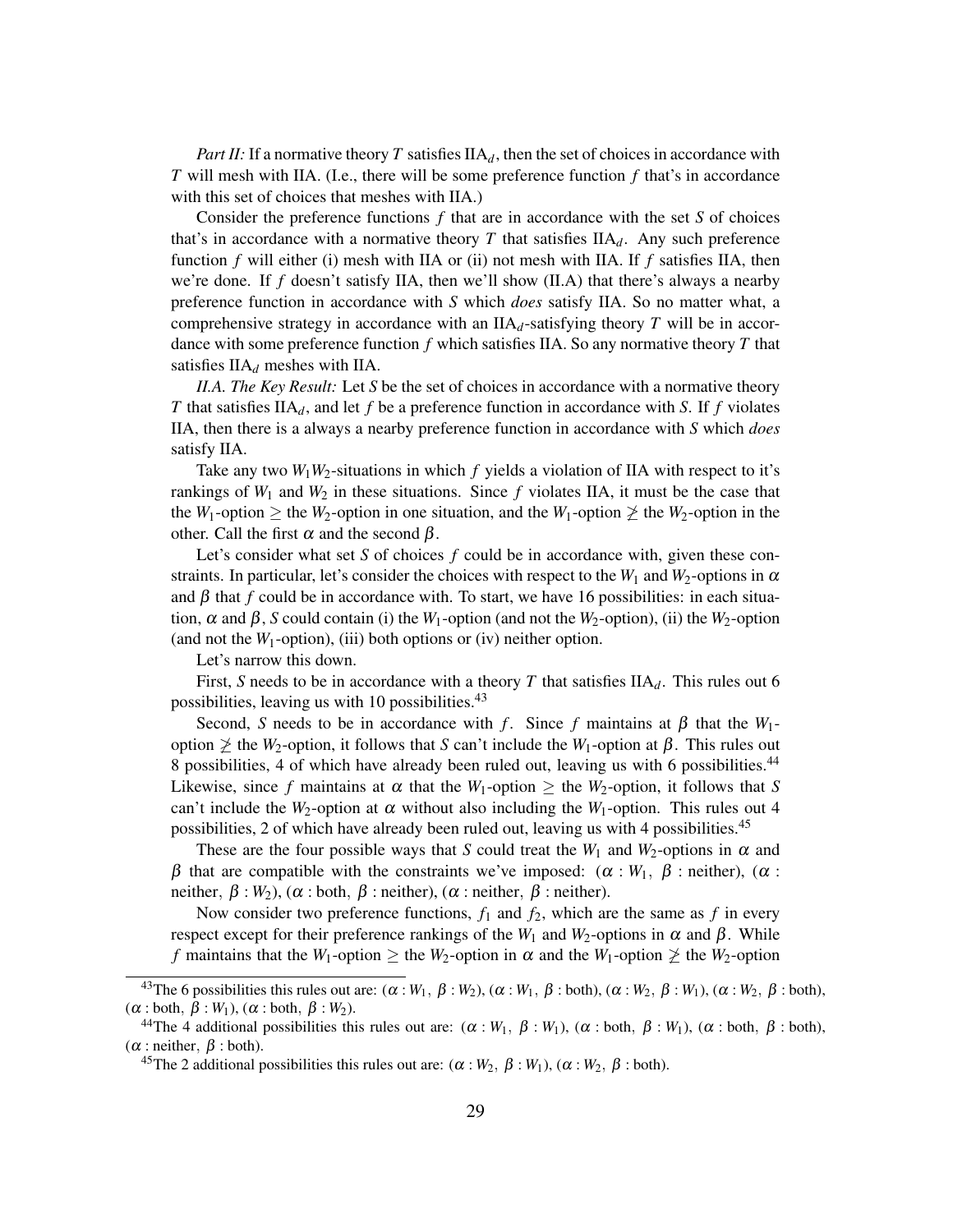*Part II:* If a normative theory $T$ satisfies $\text{IIA}_d$, then the set of choices in accordance with $T$ will mesh with IIA. (I.e., there will be some preference function $f$ that's in accordance with this set of choices that meshes with IIA.)

Consider the preference functions $f$ that are in accordance with the set $S$ of choices that's in accordance with a normative theory $T$ that satisfies $\text{IIA}_d$. Any such preference function $f$ will either (i) mesh with IIA or (ii) not mesh with IIA. If $f$ satisfies IIA, then we're done. If $f$ doesn't satisfy IIA, then we'll show (II.A) that there's always a nearby preference function in accordance with $S$ which *does* satisfy IIA. So no matter what, a comprehensive strategy in accordance with an $\text{IIA}_d$-satisfying theory $T$ will be in accordance with some preference function $f$ which satisfies IIA. So any normative theory $T$ that satisfies $\text{IIA}_d$ meshes with IIA.

*II.A. The Key Result:* Let $S$ be the set of choices in accordance with a normative theory $T$ that satisfies $\text{IIA}_d$, and let $f$ be a preference function in accordance with $S$. If $f$ violates IIA, then there is a always a nearby preference function in accordance with $S$ which *does* satisfy IIA.

Take any two $W_1W_2$-situations in which $f$ yields a violation of IIA with respect to it's rankings of $W_1$ and $W_2$ in these situations. Since $f$ violates IIA, it must be the case that the $W_1$-option $\geq$ the $W_2$-option in one situation, and the $W_1$-option $\ngeq$ the $W_2$-option in the other. Call the first $\alpha$ and the second $\beta$.

Let's consider what set $S$ of choices $f$ could be in accordance with, given these constraints. In particular, let's consider the choices with respect to the $W_1$ and $W_2$-options in $\alpha$ and $\beta$ that $f$ could be in accordance with. To start, we have 16 possibilities: in each situation, $\alpha$ and $\beta$, $S$ could contain (i) the $W_1$-option (and not the $W_2$-option), (ii) the $W_2$-option (and not the $W_1$-option), (iii) both options or (iv) neither option.

Let's narrow this down.

First, $S$ needs to be in accordance with a theory $T$ that satisfies $\text{IIA}_d$. This rules out 6 possibilities, leaving us with 10 possibilities.[43]

Second, $S$ needs to be in accordance with $f$. Since $f$ maintains at $\beta$ that the $W_1$-option $\ngeq$ the $W_2$-option, it follows that $S$ can't include the $W_1$-option at $\beta$. This rules out 8 possibilities, 4 of which have already been ruled out, leaving us with 6 possibilities.[44] Likewise, since $f$ maintains at $\alpha$ that the $W_1$-option $\geq$ the $W_2$-option, it follows that $S$ can't include the $W_2$-option at $\alpha$ without also including the $W_1$-option. This rules out 4 possibilities, 2 of which have already been ruled out, leaving us with 4 possibilities.[45]

These are the four possible ways that $S$ could treat the $W_1$ and $W_2$-options in $\alpha$ and $\beta$ that are compatible with the constraints we've imposed: ($\alpha : W_1,\ \beta :$ neither), ($\alpha :$ neither, $\beta : W_2$), ($\alpha :$ both, $\beta :$ neither), ($\alpha :$ neither, $\beta :$ neither).

Now consider two preference functions, $f_1$ and $f_2$, which are the same as $f$ in every respect except for their preference rankings of the $W_1$ and $W_2$-options in $\alpha$ and $\beta$. While $f$ maintains that the $W_1$-option $\geq$ the $W_2$-option in $\alpha$ and the $W_1$-option $\ngeq$ the $W_2$-option

---

[43] The 6 possibilities this rules out are: ($\alpha : W_1,\ \beta : W_2$), ($\alpha : W_1,\ \beta :$ both), ($\alpha : W_2,\ \beta : W_1$), ($\alpha : W_2,\ \beta :$ both), ($\alpha :$ both, $\beta : W_1$), ($\alpha :$ both, $\beta : W_2$).

[44] The 4 additional possibilities this rules out are: ($\alpha : W_1,\ \beta : W_1$), ($\alpha :$ both, $\beta : W_1$), ($\alpha :$ both, $\beta :$ both), ($\alpha :$ neither, $\beta :$ both).

[45] The 2 additional possibilities this rules out are: ($\alpha : W_2,\ \beta : W_1$), ($\alpha : W_2,\ \beta :$ both).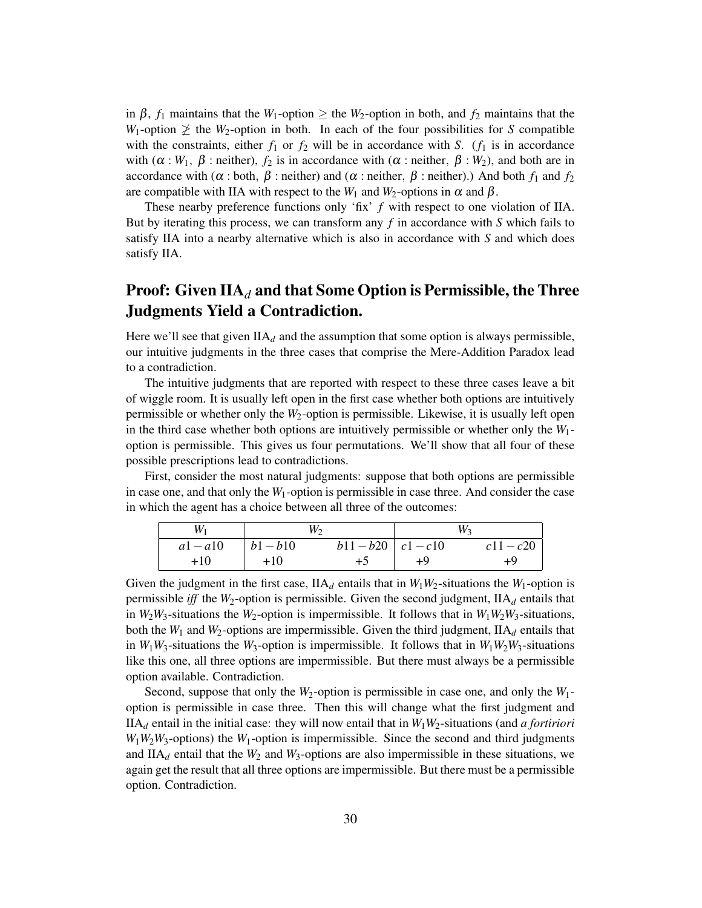in $\beta$, $f_1$ maintains that the $W_1$-option $\geq$ the $W_2$-option in both, and $f_2$ maintains that the $W_1$-option $\not\geq$ the $W_2$-option in both. In each of the four possibilities for $S$ compatible with the constraints, either $f_1$ or $f_2$ will be in accordance with $S$. ($f_1$ is in accordance with ($\alpha : W_1$, $\beta$ : neither), $f_2$ is in accordance with ($\alpha$ : neither, $\beta : W_2$), and both are in accordance with ($\alpha$ : both, $\beta$ : neither) and ($\alpha$ : neither, $\beta$ : neither).) And both $f_1$ and $f_2$ are compatible with IIA with respect to the $W_1$ and $W_2$-options in $\alpha$ and $\beta$.

These nearby preference functions only 'fix' $f$ with respect to one violation of IIA. But by iterating this process, we can transform any $f$ in accordance with $S$ which fails to satisfy IIA into a nearby alternative which is also in accordance with $S$ and which does satisfy IIA.

## Proof: Given $\text{IIA}_d$ and that Some Option is Permissible, the Three Judgments Yield a Contradiction.

Here we'll see that given $\text{IIA}_d$ and the assumption that some option is always permissible, our intuitive judgments in the three cases that comprise the Mere-Addition Paradox lead to a contradiction.

The intuitive judgments that are reported with respect to these three cases leave a bit of wiggle room. It is usually left open in the first case whether both options are intuitively permissible or whether only the $W_2$-option is permissible. Likewise, it is usually left open in the third case whether both options are intuitively permissible or whether only the $W_1$-option is permissible. This gives us four permutations. We'll show that all four of these possible prescriptions lead to contradictions.

First, consider the most natural judgments: suppose that both options are permissible in case one, and that only the $W_1$-option is permissible in case three. And consider the case in which the agent has a choice between all three of the outcomes:

| $W_1$ | $W_2$ | | $W_3$ | |
|---|---|---|---|---|
| $a1-a10$ | $b1-b10$ | $b11-b20$ | $c1-c10$ | $c11-c20$ |
| +10 | +10 | +5 | +9 | +9 |

Given the judgment in the first case, $\text{IIA}_d$ entails that in $W_1W_2$-situations the $W_1$-option is permissible *iff* the $W_2$-option is permissible. Given the second judgment, $\text{IIA}_d$ entails that in $W_2W_3$-situations the $W_2$-option is impermissible. It follows that in $W_1W_2W_3$-situations, both the $W_1$ and $W_2$-options are impermissible. Given the third judgment, $\text{IIA}_d$ entails that in $W_1W_3$-situations the $W_3$-option is impermissible. It follows that in $W_1W_2W_3$-situations like this one, all three options are impermissible. But there must always be a permissible option available. Contradiction.

Second, suppose that only the $W_2$-option is permissible in case one, and only the $W_1$-option is permissible in case three. Then this will change what the first judgment and $\text{IIA}_d$ entail in the initial case: they will now entail that in $W_1W_2$-situations (and *a fortiriori* $W_1W_2W_3$-options) the $W_1$-option is impermissible. Since the second and third judgments and $\text{IIA}_d$ entail that the $W_2$ and $W_3$-options are also impermissible in these situations, we again get the result that all three options are impermissible. But there must be a permissible option. Contradiction.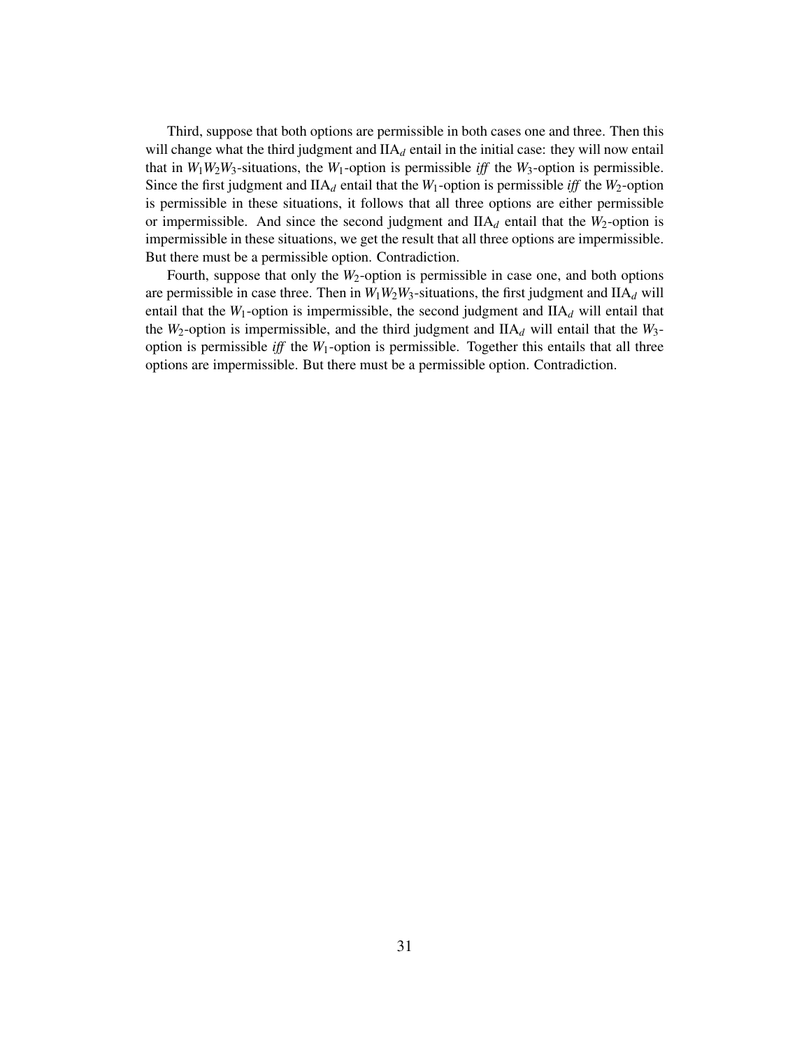Third, suppose that both options are permissible in both cases one and three. Then this will change what the third judgment and $\text{IIA}_d$ entail in the initial case: they will now entail that in $W_1W_2W_3$-situations, the $W_1$-option is permissible *iff* the $W_3$-option is permissible. Since the first judgment and $\text{IIA}_d$ entail that the $W_1$-option is permissible *iff* the $W_2$-option is permissible in these situations, it follows that all three options are either permissible or impermissible. And since the second judgment and $\text{IIA}_d$ entail that the $W_2$-option is impermissible in these situations, we get the result that all three options are impermissible. But there must be a permissible option. Contradiction.

Fourth, suppose that only the $W_2$-option is permissible in case one, and both options are permissible in case three. Then in $W_1W_2W_3$-situations, the first judgment and $\text{IIA}_d$ will entail that the $W_1$-option is impermissible, the second judgment and $\text{IIA}_d$ will entail that the $W_2$-option is impermissible, and the third judgment and $\text{IIA}_d$ will entail that the $W_3$-option is permissible *iff* the $W_1$-option is permissible. Together this entails that all three options are impermissible. But there must be a permissible option. Contradiction.